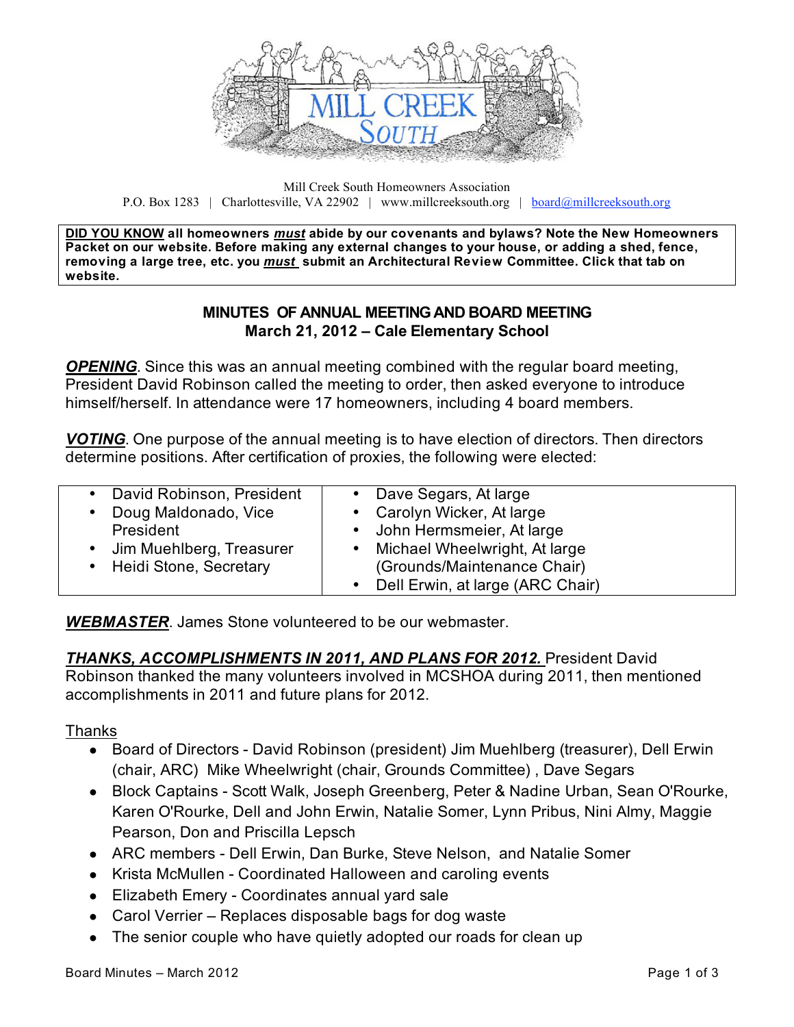Mill Creek South Homeowners Association
P.O. Box 1283 | Charlottesville, VA 22902 | www.millcreeksouth.org | board@millcreeksouth.org

**DID YOU KNOW all homeowners *must* abide by our covenants and bylaws? Note the New Homeowners Packet on our website. Before making any external changes to your house, or adding a shed, fence, removing a large tree, etc. you *must* submit an Architectural Review Committee. Click that tab on website.**

## MINUTES OF ANNUAL MEETING AND BOARD MEETING
### March 21, 2012 – Cale Elementary School

***OPENING***. Since this was an annual meeting combined with the regular board meeting, President David Robinson called the meeting to order, then asked everyone to introduce himself/herself. In attendance were 17 homeowners, including 4 board members.

***VOTING***. One purpose of the annual meeting is to have election of directors. Then directors determine positions. After certification of proxies, the following were elected:

- David Robinson, President
- Doug Maldonado, Vice President
- Jim Muehlberg, Treasurer
- Heidi Stone, Secretary
- Dave Segars, At large
- Carolyn Wicker, At large
- John Hermsmeier, At large
- Michael Wheelwright, At large (Grounds/Maintenance Chair)
- Dell Erwin, at large (ARC Chair)

***WEBMASTER***. James Stone volunteered to be our webmaster.

***THANKS, ACCOMPLISHMENTS IN 2011, AND PLANS FOR 2012.*** President David Robinson thanked the many volunteers involved in MCSHOA during 2011, then mentioned accomplishments in 2011 and future plans for 2012.

Thanks

- Board of Directors - David Robinson (president) Jim Muehlberg (treasurer), Dell Erwin (chair, ARC) Mike Wheelwright (chair, Grounds Committee) , Dave Segars
- Block Captains - Scott Walk, Joseph Greenberg, Peter & Nadine Urban, Sean O'Rourke, Karen O'Rourke, Dell and John Erwin, Natalie Somer, Lynn Pribus, Nini Almy, Maggie Pearson, Don and Priscilla Lepsch
- ARC members - Dell Erwin, Dan Burke, Steve Nelson, and Natalie Somer
- Krista McMullen - Coordinated Halloween and caroling events
- Elizabeth Emery - Coordinates annual yard sale
- Carol Verrier – Replaces disposable bags for dog waste
- The senior couple who have quietly adopted our roads for clean up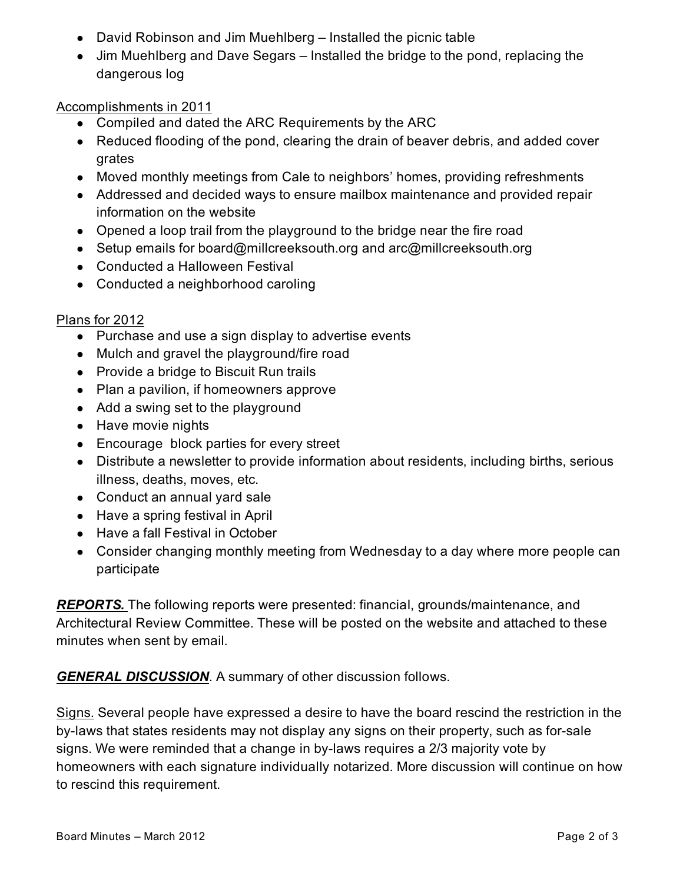- David Robinson and Jim Muehlberg – Installed the picnic table
- Jim Muehlberg and Dave Segars – Installed the bridge to the pond, replacing the dangerous log

Accomplishments in 2011

- Compiled and dated the ARC Requirements by the ARC
- Reduced flooding of the pond, clearing the drain of beaver debris, and added cover grates
- Moved monthly meetings from Cale to neighbors' homes, providing refreshments
- Addressed and decided ways to ensure mailbox maintenance and provided repair information on the website
- Opened a loop trail from the playground to the bridge near the fire road
- Setup emails for board@millcreeksouth.org and arc@millcreeksouth.org
- Conducted a Halloween Festival
- Conducted a neighborhood caroling

Plans for 2012

- Purchase and use a sign display to advertise events
- Mulch and gravel the playground/fire road
- Provide a bridge to Biscuit Run trails
- Plan a pavilion, if homeowners approve
- Add a swing set to the playground
- Have movie nights
- Encourage block parties for every street
- Distribute a newsletter to provide information about residents, including births, serious illness, deaths, moves, etc.
- Conduct an annual yard sale
- Have a spring festival in April
- Have a fall Festival in October
- Consider changing monthly meeting from Wednesday to a day where more people can participate

***REPORTS.*** The following reports were presented: financial, grounds/maintenance, and Architectural Review Committee. These will be posted on the website and attached to these minutes when sent by email.

***GENERAL DISCUSSION***. A summary of other discussion follows.

Signs. Several people have expressed a desire to have the board rescind the restriction in the by-laws that states residents may not display any signs on their property, such as for-sale signs. We were reminded that a change in by-laws requires a 2/3 majority vote by homeowners with each signature individually notarized. More discussion will continue on how to rescind this requirement.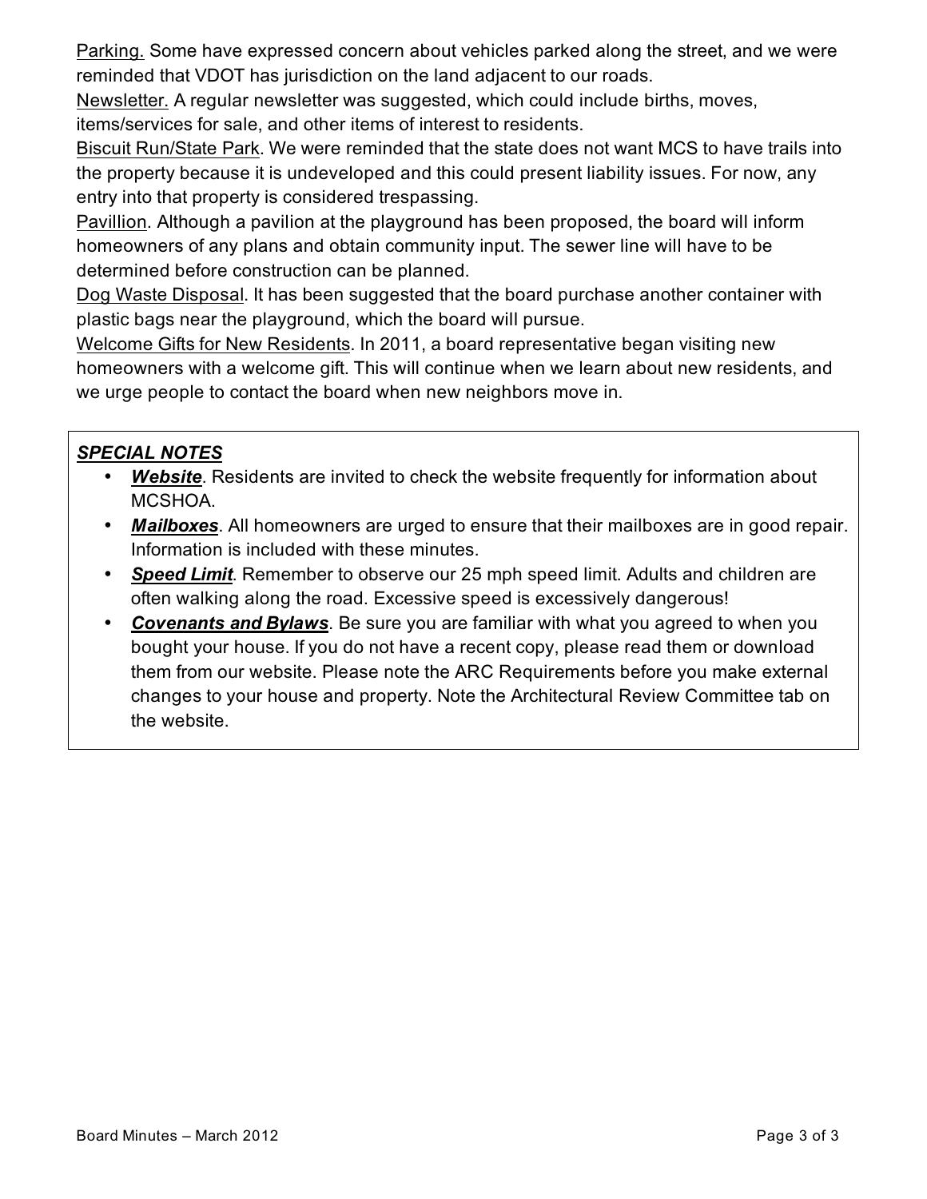Parking. Some have expressed concern about vehicles parked along the street, and we were reminded that VDOT has jurisdiction on the land adjacent to our roads.

Newsletter. A regular newsletter was suggested, which could include births, moves, items/services for sale, and other items of interest to residents.

Biscuit Run/State Park. We were reminded that the state does not want MCS to have trails into the property because it is undeveloped and this could present liability issues. For now, any entry into that property is considered trespassing.

Pavillion. Although a pavilion at the playground has been proposed, the board will inform homeowners of any plans and obtain community input. The sewer line will have to be determined before construction can be planned.

Dog Waste Disposal. It has been suggested that the board purchase another container with plastic bags near the playground, which the board will pursue.

Welcome Gifts for New Residents. In 2011, a board representative began visiting new homeowners with a welcome gift. This will continue when we learn about new residents, and we urge people to contact the board when new neighbors move in.

***SPECIAL NOTES***

- ***Website***. Residents are invited to check the website frequently for information about MCSHOA.
- ***Mailboxes***. All homeowners are urged to ensure that their mailboxes are in good repair. Information is included with these minutes.
- ***Speed Limit***. Remember to observe our 25 mph speed limit. Adults and children are often walking along the road. Excessive speed is excessively dangerous!
- ***Covenants and Bylaws***. Be sure you are familiar with what you agreed to when you bought your house. If you do not have a recent copy, please read them or download them from our website. Please note the ARC Requirements before you make external changes to your house and property. Note the Architectural Review Committee tab on the website.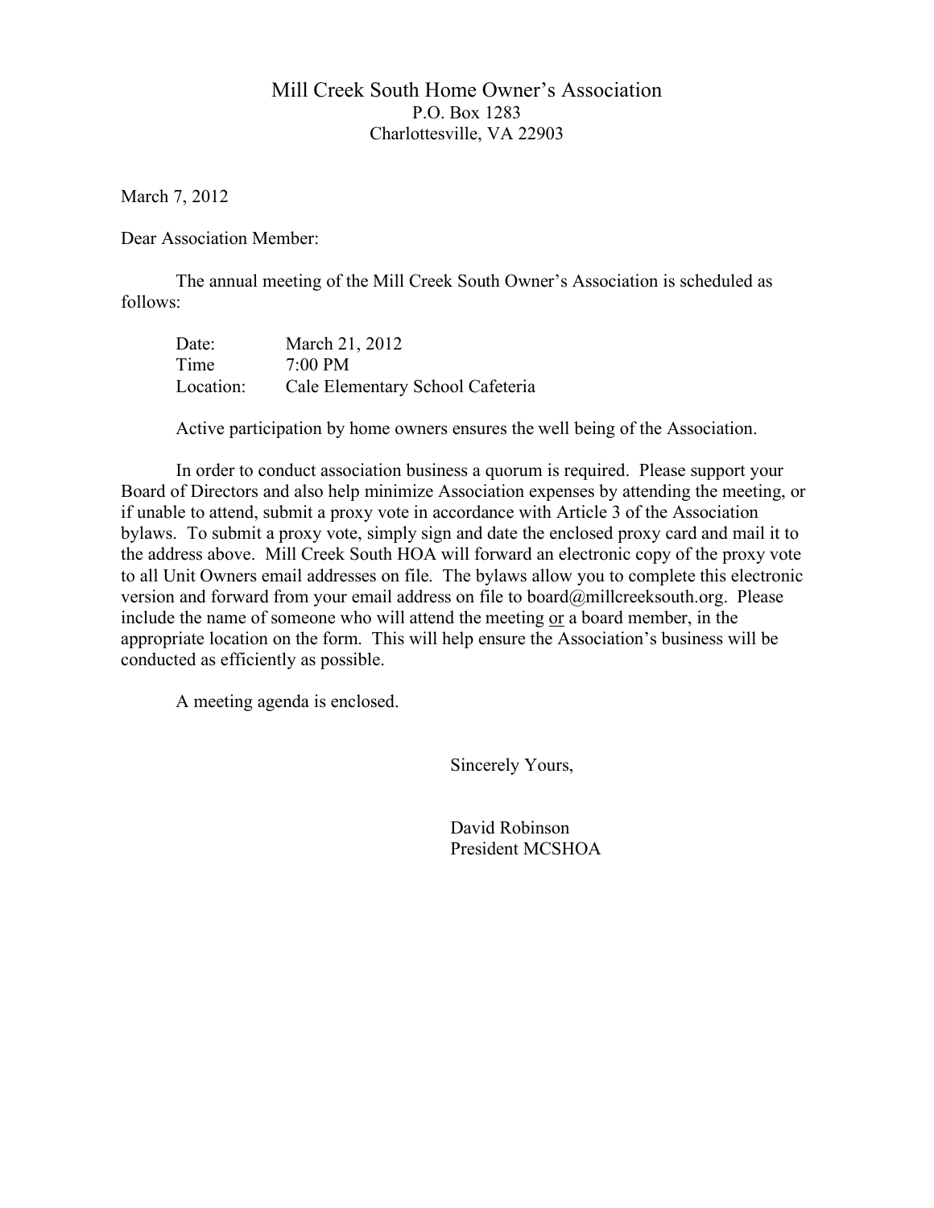# Mill Creek South Home Owner's Association

P.O. Box 1283
Charlottesville, VA 22903

March 7, 2012

Dear Association Member:

The annual meeting of the Mill Creek South Owner's Association is scheduled as follows:

| | |
|---|---|
| Date: | March 21, 2012 |
| Time | 7:00 PM |
| Location: | Cale Elementary School Cafeteria |

Active participation by home owners ensures the well being of the Association.

In order to conduct association business a quorum is required. Please support your Board of Directors and also help minimize Association expenses by attending the meeting, or if unable to attend, submit a proxy vote in accordance with Article 3 of the Association bylaws. To submit a proxy vote, simply sign and date the enclosed proxy card and mail it to the address above. Mill Creek South HOA will forward an electronic copy of the proxy vote to all Unit Owners email addresses on file. The bylaws allow you to complete this electronic version and forward from your email address on file to board@millcreeksouth.org. Please include the name of someone who will attend the meeting <u>or</u> a board member, in the appropriate location on the form. This will help ensure the Association's business will be conducted as efficiently as possible.

A meeting agenda is enclosed.

Sincerely Yours,

David Robinson
President MCSHOA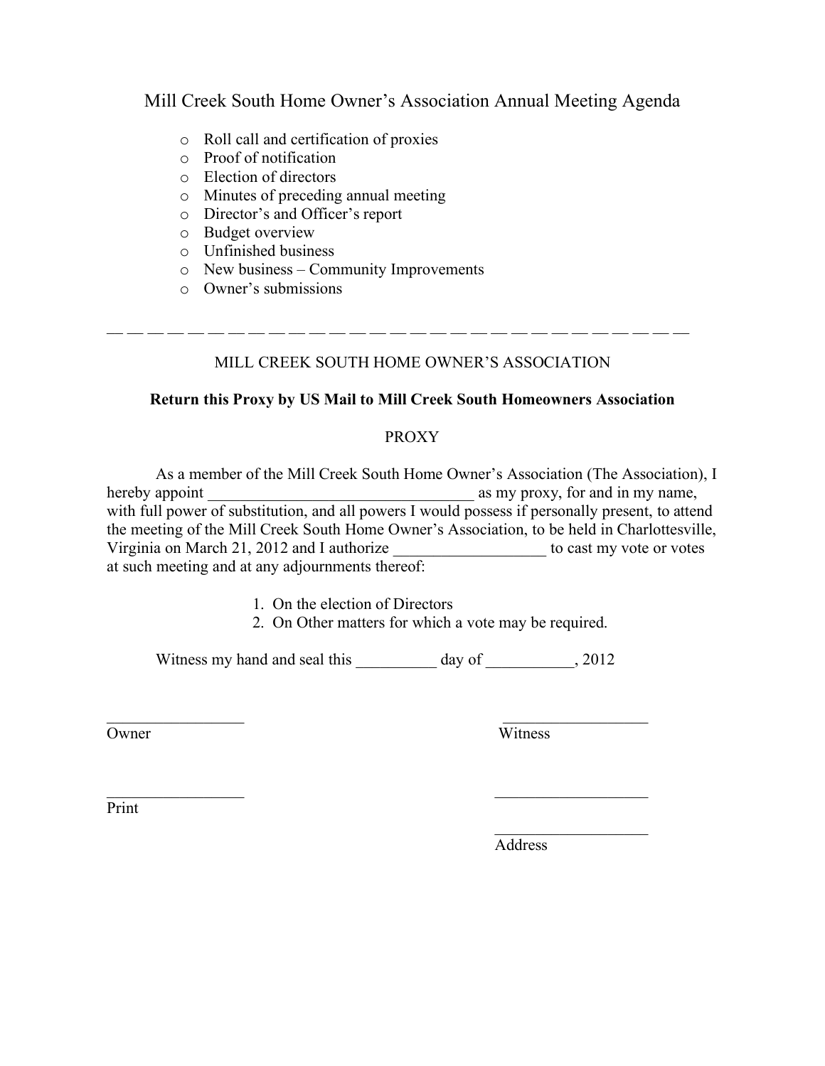# Mill Creek South Home Owner's Association Annual Meeting Agenda

- Roll call and certification of proxies
- Proof of notification
- Election of directors
- Minutes of preceding annual meeting
- Director's and Officer's report
- Budget overview
- Unfinished business
- New business – Community Improvements
- Owner's submissions

---

MILL CREEK SOUTH HOME OWNER'S ASSOCIATION

**Return this Proxy by US Mail to Mill Creek South Homeowners Association**

PROXY

As a member of the Mill Creek South Home Owner's Association (The Association), I hereby appoint _________________________________ as my proxy, for and in my name, with full power of substitution, and all powers I would possess if personally present, to attend the meeting of the Mill Creek South Home Owner's Association, to be held in Charlottesville, Virginia on March 21, 2012 and I authorize __________________ to cast my vote or votes at such meeting and at any adjournments thereof:

1. On the election of Directors
2. On Other matters for which a vote may be required.

Witness my hand and seal this __________ day of ___________, 2012

_________________ Owner

__________________ Witness

_________________ Print

___________________

___________________ Address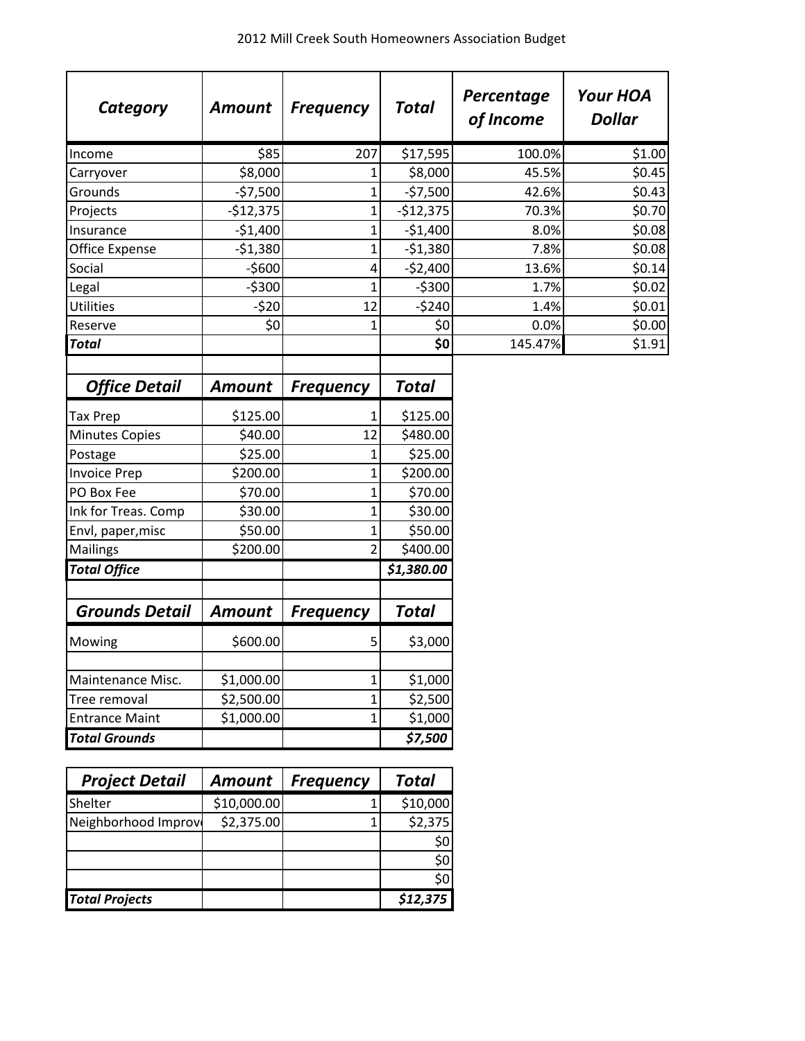# 2012 Mill Creek South Homeowners Association Budget

| *Category* | *Amount* | *Frequency* | *Total* | *Percentage of Income* | *Your HOA Dollar* |
|---|---|---|---|---|---|
| Income | $85 | 207 | $17,595 | 100.0% | $1.00 |
| Carryover | $8,000 | 1 | $8,000 | 45.5% | $0.45 |
| Grounds | -$7,500 | 1 | -$7,500 | 42.6% | $0.43 |
| Projects | -$12,375 | 1 | -$12,375 | 70.3% | $0.70 |
| Insurance | -$1,400 | 1 | -$1,400 | 8.0% | $0.08 |
| Office Expense | -$1,380 | 1 | -$1,380 | 7.8% | $0.08 |
| Social | -$600 | 4 | -$2,400 | 13.6% | $0.14 |
| Legal | -$300 | 1 | -$300 | 1.7% | $0.02 |
| Utilities | -$20 | 12 | -$240 | 1.4% | $0.01 |
| Reserve | $0 | 1 | $0 | 0.0% | $0.00 |
| ***Total*** | | | **$0** | 145.47% | $1.91 |

| *Office Detail* | *Amount* | *Frequency* | *Total* |
|---|---|---|---|
| Tax Prep | $125.00 | 1 | $125.00 |
| Minutes Copies | $40.00 | 12 | $480.00 |
| Postage | $25.00 | 1 | $25.00 |
| Invoice Prep | $200.00 | 1 | $200.00 |
| PO Box Fee | $70.00 | 1 | $70.00 |
| Ink for Treas. Comp | $30.00 | 1 | $30.00 |
| Envl, paper,misc | $50.00 | 1 | $50.00 |
| Mailings | $200.00 | 2 | $400.00 |
| ***Total Office*** | | | ***$1,380.00*** |

| *Grounds Detail* | *Amount* | *Frequency* | *Total* |
|---|---|---|---|
| Mowing | $600.00 | 5 | $3,000 |
| | | | |
| Maintenance Misc. | $1,000.00 | 1 | $1,000 |
| Tree removal | $2,500.00 | 1 | $2,500 |
| Entrance Maint | $1,000.00 | 1 | $1,000 |
| ***Total Grounds*** | | | ***$7,500*** |

| *Project Detail* | *Amount* | *Frequency* | *Total* |
|---|---|---|---|
| Shelter | $10,000.00 | 1 | $10,000 |
| Neighborhood Improv | $2,375.00 | 1 | $2,375 |
| | | | $0 |
| | | | $0 |
| | | | $0 |
| ***Total Projects*** | | | ***$12,375*** |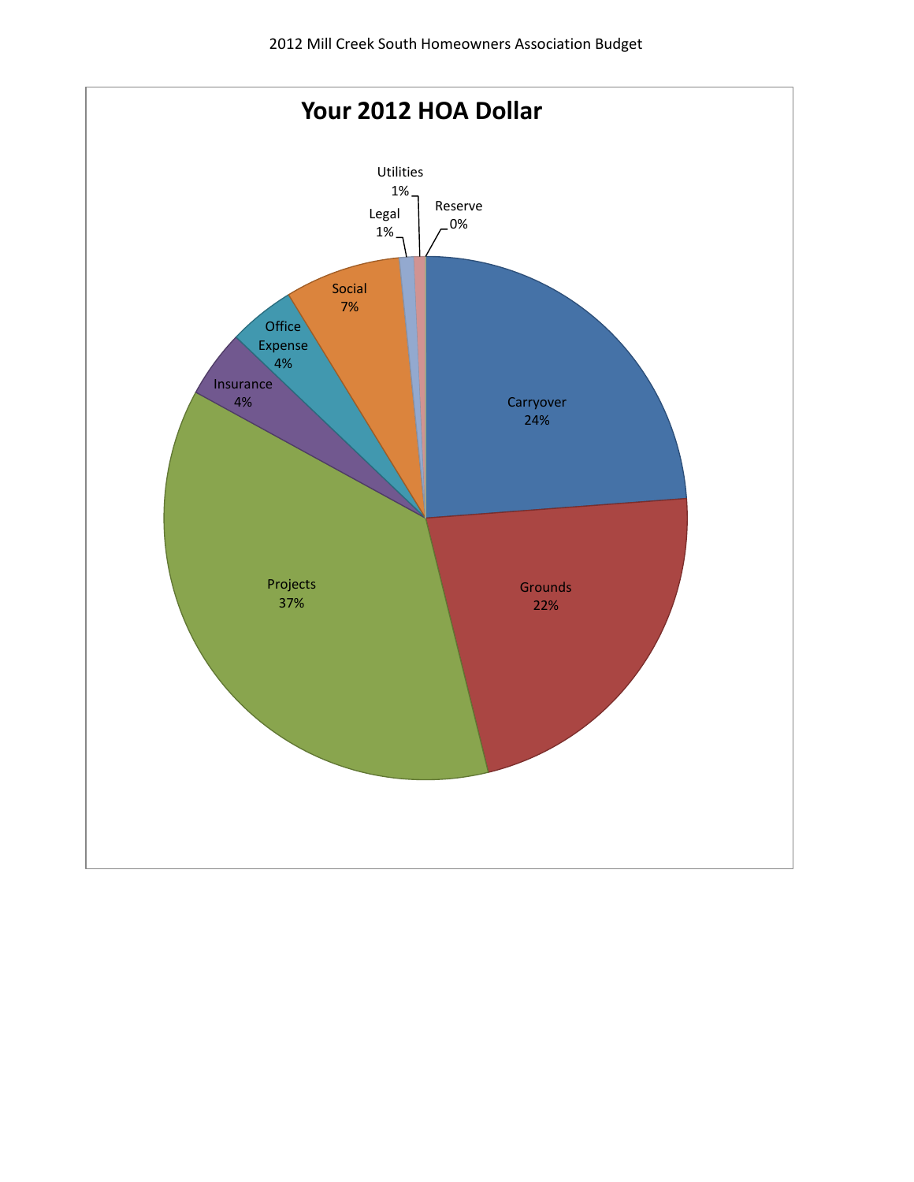2012 Mill Creek South Homeowners Association Budget

## Your 2012 HOA Dollar

| Category | Percentage |
|---|---|
| Carryover | 24% |
| Grounds | 22% |
| Projects | 37% |
| Insurance | 4% |
| Office Expense | 4% |
| Social | 7% |
| Legal | 1% |
| Utilities | 1% |
| Reserve | 0% |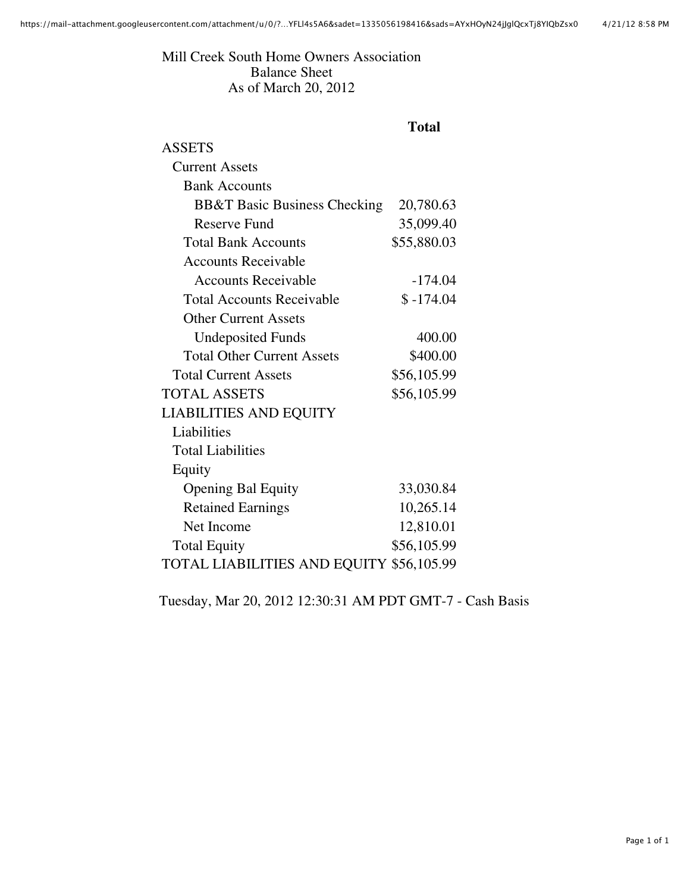# Mill Creek South Home Owners Association
## Balance Sheet
### As of March 20, 2012

| | Total |
|---|---|
| ASSETS | |
| Current Assets | |
| Bank Accounts | |
| BB&T Basic Business Checking | 20,780.63 |
| Reserve Fund | 35,099.40 |
| Total Bank Accounts | $55,880.03 |
| Accounts Receivable | |
| Accounts Receivable | -174.04 |
| Total Accounts Receivable | $ -174.04 |
| Other Current Assets | |
| Undeposited Funds | 400.00 |
| Total Other Current Assets | $400.00 |
| Total Current Assets | $56,105.99 |
| TOTAL ASSETS | $56,105.99 |
| LIABILITIES AND EQUITY | |
| Liabilities | |
| Total Liabilities | |
| Equity | |
| Opening Bal Equity | 33,030.84 |
| Retained Earnings | 10,265.14 |
| Net Income | 12,810.01 |
| Total Equity | $56,105.99 |
| TOTAL LIABILITIES AND EQUITY | $56,105.99 |

Tuesday, Mar 20, 2012 12:30:31 AM PDT GMT-7 - Cash Basis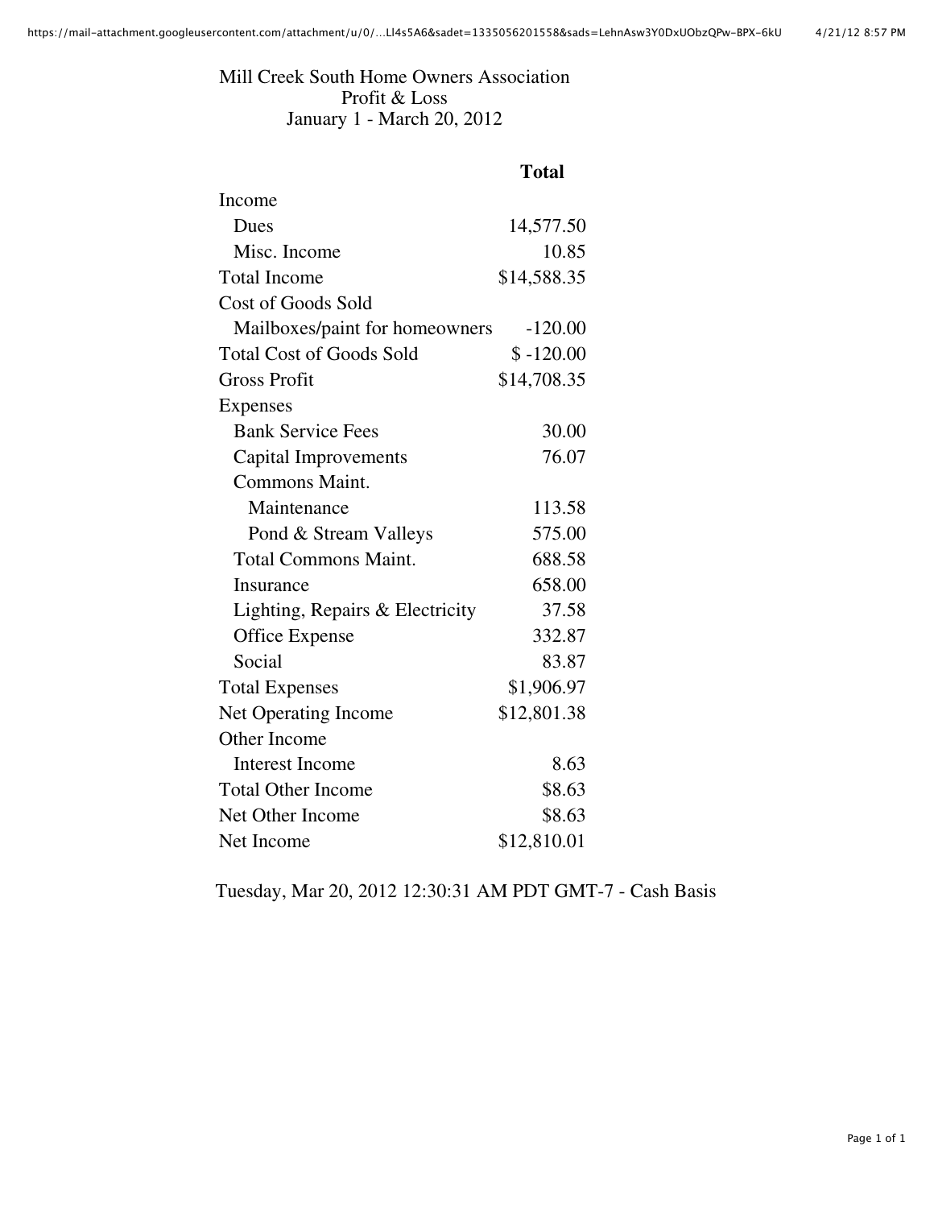Mill Creek South Home Owners Association
Profit & Loss
January 1 - March 20, 2012

| | Total |
|---|---|
| Income | |
| Dues | 14,577.50 |
| Misc. Income | 10.85 |
| Total Income | $14,588.35 |
| Cost of Goods Sold | |
| Mailboxes/paint for homeowners | -120.00 |
| Total Cost of Goods Sold | $ -120.00 |
| Gross Profit | $14,708.35 |
| Expenses | |
| Bank Service Fees | 30.00 |
| Capital Improvements | 76.07 |
| Commons Maint. | |
| Maintenance | 113.58 |
| Pond & Stream Valleys | 575.00 |
| Total Commons Maint. | 688.58 |
| Insurance | 658.00 |
| Lighting, Repairs & Electricity | 37.58 |
| Office Expense | 332.87 |
| Social | 83.87 |
| Total Expenses | $1,906.97 |
| Net Operating Income | $12,801.38 |
| Other Income | |
| Interest Income | 8.63 |
| Total Other Income | $8.63 |
| Net Other Income | $8.63 |
| Net Income | $12,810.01 |

Tuesday, Mar 20, 2012 12:30:31 AM PDT GMT-7 - Cash Basis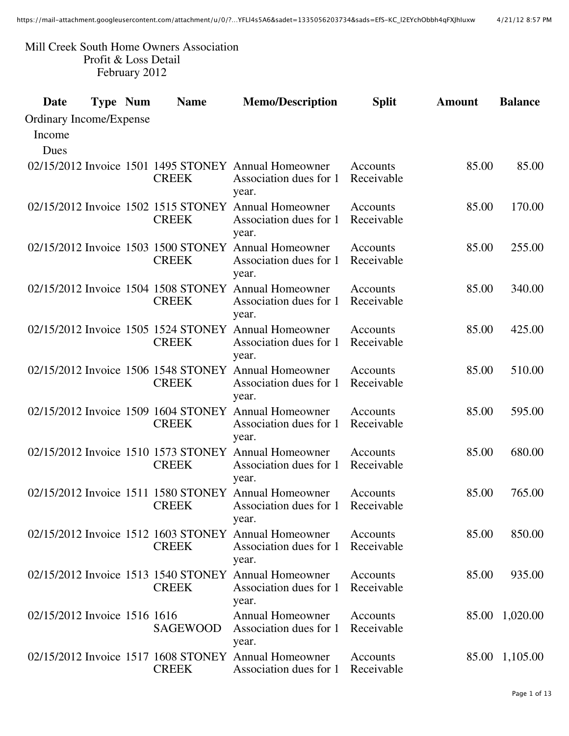Mill Creek South Home Owners Association
Profit & Loss Detail
February 2012

| Date | Type | Num | Name | Memo/Description | Split | Amount | Balance |
|---|---|---|---|---|---|---|---|
| Ordinary Income/Expense | | | | | | | |
| Income | | | | | | | |
| Dues | | | | | | | |
| 02/15/2012 | Invoice | 1501 | 1495 STONEY CREEK | Annual Homeowner Association dues for 1 year. | Accounts Receivable | 85.00 | 85.00 |
| 02/15/2012 | Invoice | 1502 | 1515 STONEY CREEK | Annual Homeowner Association dues for 1 year. | Accounts Receivable | 85.00 | 170.00 |
| 02/15/2012 | Invoice | 1503 | 1500 STONEY CREEK | Annual Homeowner Association dues for 1 year. | Accounts Receivable | 85.00 | 255.00 |
| 02/15/2012 | Invoice | 1504 | 1508 STONEY CREEK | Annual Homeowner Association dues for 1 year. | Accounts Receivable | 85.00 | 340.00 |
| 02/15/2012 | Invoice | 1505 | 1524 STONEY CREEK | Annual Homeowner Association dues for 1 year. | Accounts Receivable | 85.00 | 425.00 |
| 02/15/2012 | Invoice | 1506 | 1548 STONEY CREEK | Annual Homeowner Association dues for 1 year. | Accounts Receivable | 85.00 | 510.00 |
| 02/15/2012 | Invoice | 1509 | 1604 STONEY CREEK | Annual Homeowner Association dues for 1 year. | Accounts Receivable | 85.00 | 595.00 |
| 02/15/2012 | Invoice | 1510 | 1573 STONEY CREEK | Annual Homeowner Association dues for 1 year. | Accounts Receivable | 85.00 | 680.00 |
| 02/15/2012 | Invoice | 1511 | 1580 STONEY CREEK | Annual Homeowner Association dues for 1 year. | Accounts Receivable | 85.00 | 765.00 |
| 02/15/2012 | Invoice | 1512 | 1603 STONEY CREEK | Annual Homeowner Association dues for 1 year. | Accounts Receivable | 85.00 | 850.00 |
| 02/15/2012 | Invoice | 1513 | 1540 STONEY CREEK | Annual Homeowner Association dues for 1 year. | Accounts Receivable | 85.00 | 935.00 |
| 02/15/2012 | Invoice | 1516 | 1616 SAGEWOOD | Annual Homeowner Association dues for 1 year. | Accounts Receivable | 85.00 | 1,020.00 |
| 02/15/2012 | Invoice | 1517 | 1608 STONEY CREEK | Annual Homeowner Association dues for 1 | Accounts Receivable | 85.00 | 1,105.00 |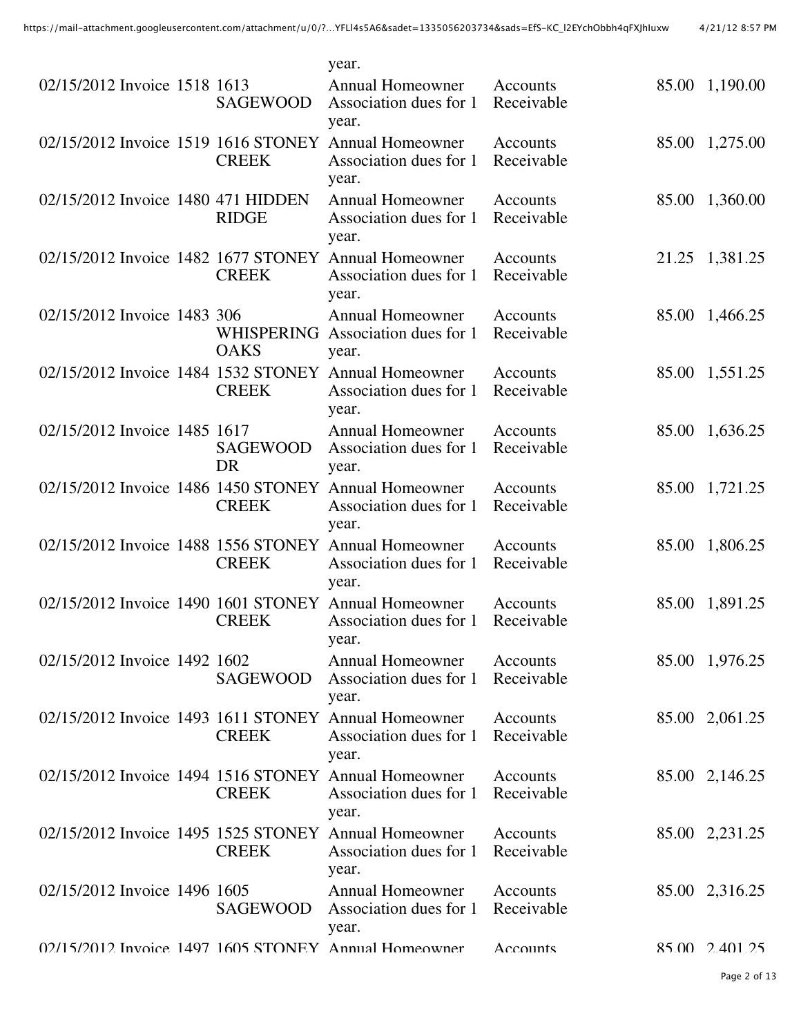| | | | | | | | |
|---|---|---|---|---|---|---|---|
| | | | | year. | | | |
| 02/15/2012 | Invoice | 1518 | 1613 SAGEWOOD | Annual Homeowner Association dues for 1 year. | Accounts Receivable | 85.00 | 1,190.00 |
| 02/15/2012 | Invoice | 1519 | 1616 STONEY CREEK | Annual Homeowner Association dues for 1 year. | Accounts Receivable | 85.00 | 1,275.00 |
| 02/15/2012 | Invoice | 1480 | 471 HIDDEN RIDGE | Annual Homeowner Association dues for 1 year. | Accounts Receivable | 85.00 | 1,360.00 |
| 02/15/2012 | Invoice | 1482 | 1677 STONEY CREEK | Annual Homeowner Association dues for 1 year. | Accounts Receivable | 21.25 | 1,381.25 |
| 02/15/2012 | Invoice | 1483 | 306 WHISPERING OAKS | Annual Homeowner Association dues for 1 year. | Accounts Receivable | 85.00 | 1,466.25 |
| 02/15/2012 | Invoice | 1484 | 1532 STONEY CREEK | Annual Homeowner Association dues for 1 year. | Accounts Receivable | 85.00 | 1,551.25 |
| 02/15/2012 | Invoice | 1485 | 1617 SAGEWOOD DR | Annual Homeowner Association dues for 1 year. | Accounts Receivable | 85.00 | 1,636.25 |
| 02/15/2012 | Invoice | 1486 | 1450 STONEY CREEK | Annual Homeowner Association dues for 1 year. | Accounts Receivable | 85.00 | 1,721.25 |
| 02/15/2012 | Invoice | 1488 | 1556 STONEY CREEK | Annual Homeowner Association dues for 1 year. | Accounts Receivable | 85.00 | 1,806.25 |
| 02/15/2012 | Invoice | 1490 | 1601 STONEY CREEK | Annual Homeowner Association dues for 1 year. | Accounts Receivable | 85.00 | 1,891.25 |
| 02/15/2012 | Invoice | 1492 | 1602 SAGEWOOD | Annual Homeowner Association dues for 1 year. | Accounts Receivable | 85.00 | 1,976.25 |
| 02/15/2012 | Invoice | 1493 | 1611 STONEY CREEK | Annual Homeowner Association dues for 1 year. | Accounts Receivable | 85.00 | 2,061.25 |
| 02/15/2012 | Invoice | 1494 | 1516 STONEY CREEK | Annual Homeowner Association dues for 1 year. | Accounts Receivable | 85.00 | 2,146.25 |
| 02/15/2012 | Invoice | 1495 | 1525 STONEY CREEK | Annual Homeowner Association dues for 1 year. | Accounts Receivable | 85.00 | 2,231.25 |
| 02/15/2012 | Invoice | 1496 | 1605 SAGEWOOD | Annual Homeowner Association dues for 1 year. | Accounts Receivable | 85.00 | 2,316.25 |
| 02/15/2012 | Invoice | 1497 | 1605 STONEY | Annual Homeowner | Accounts | 85.00 | 2,401.25 |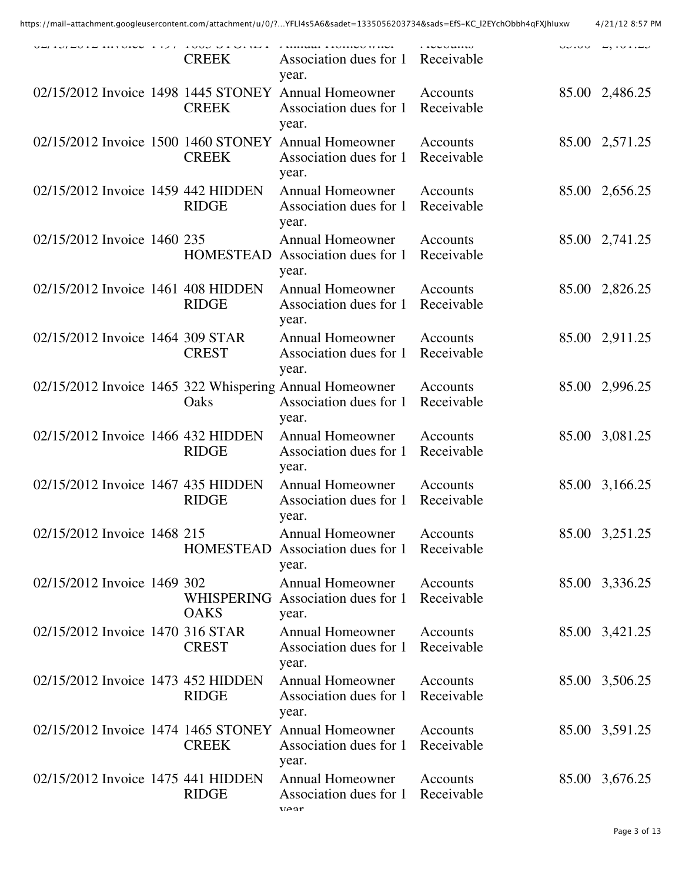| | | | | | | | |
|---|---|---|---|---|---|---|---|
| 02/15/2012 | Invoice | 1497 | 1005 STONEY CREEK | Annual Homeowner Association dues for 1 year. | Accounts Receivable | 85.00 | 2,401.25 |
| 02/15/2012 | Invoice | 1498 | 1445 STONEY CREEK | Annual Homeowner Association dues for 1 year. | Accounts Receivable | 85.00 | 2,486.25 |
| 02/15/2012 | Invoice | 1500 | 1460 STONEY CREEK | Annual Homeowner Association dues for 1 year. | Accounts Receivable | 85.00 | 2,571.25 |
| 02/15/2012 | Invoice | 1459 | 442 HIDDEN RIDGE | Annual Homeowner Association dues for 1 year. | Accounts Receivable | 85.00 | 2,656.25 |
| 02/15/2012 | Invoice | 1460 | 235 HOMESTEAD | Annual Homeowner Association dues for 1 year. | Accounts Receivable | 85.00 | 2,741.25 |
| 02/15/2012 | Invoice | 1461 | 408 HIDDEN RIDGE | Annual Homeowner Association dues for 1 year. | Accounts Receivable | 85.00 | 2,826.25 |
| 02/15/2012 | Invoice | 1464 | 309 STAR CREST | Annual Homeowner Association dues for 1 year. | Accounts Receivable | 85.00 | 2,911.25 |
| 02/15/2012 | Invoice | 1465 | 322 Whispering Oaks | Annual Homeowner Association dues for 1 year. | Accounts Receivable | 85.00 | 2,996.25 |
| 02/15/2012 | Invoice | 1466 | 432 HIDDEN RIDGE | Annual Homeowner Association dues for 1 year. | Accounts Receivable | 85.00 | 3,081.25 |
| 02/15/2012 | Invoice | 1467 | 435 HIDDEN RIDGE | Annual Homeowner Association dues for 1 year. | Accounts Receivable | 85.00 | 3,166.25 |
| 02/15/2012 | Invoice | 1468 | 215 HOMESTEAD | Annual Homeowner Association dues for 1 year. | Accounts Receivable | 85.00 | 3,251.25 |
| 02/15/2012 | Invoice | 1469 | 302 WHISPERING OAKS | Annual Homeowner Association dues for 1 year. | Accounts Receivable | 85.00 | 3,336.25 |
| 02/15/2012 | Invoice | 1470 | 316 STAR CREST | Annual Homeowner Association dues for 1 year. | Accounts Receivable | 85.00 | 3,421.25 |
| 02/15/2012 | Invoice | 1473 | 452 HIDDEN RIDGE | Annual Homeowner Association dues for 1 year. | Accounts Receivable | 85.00 | 3,506.25 |
| 02/15/2012 | Invoice | 1474 | 1465 STONEY CREEK | Annual Homeowner Association dues for 1 year. | Accounts Receivable | 85.00 | 3,591.25 |
| 02/15/2012 | Invoice | 1475 | 441 HIDDEN RIDGE | Annual Homeowner Association dues for 1 year. | Accounts Receivable | 85.00 | 3,676.25 |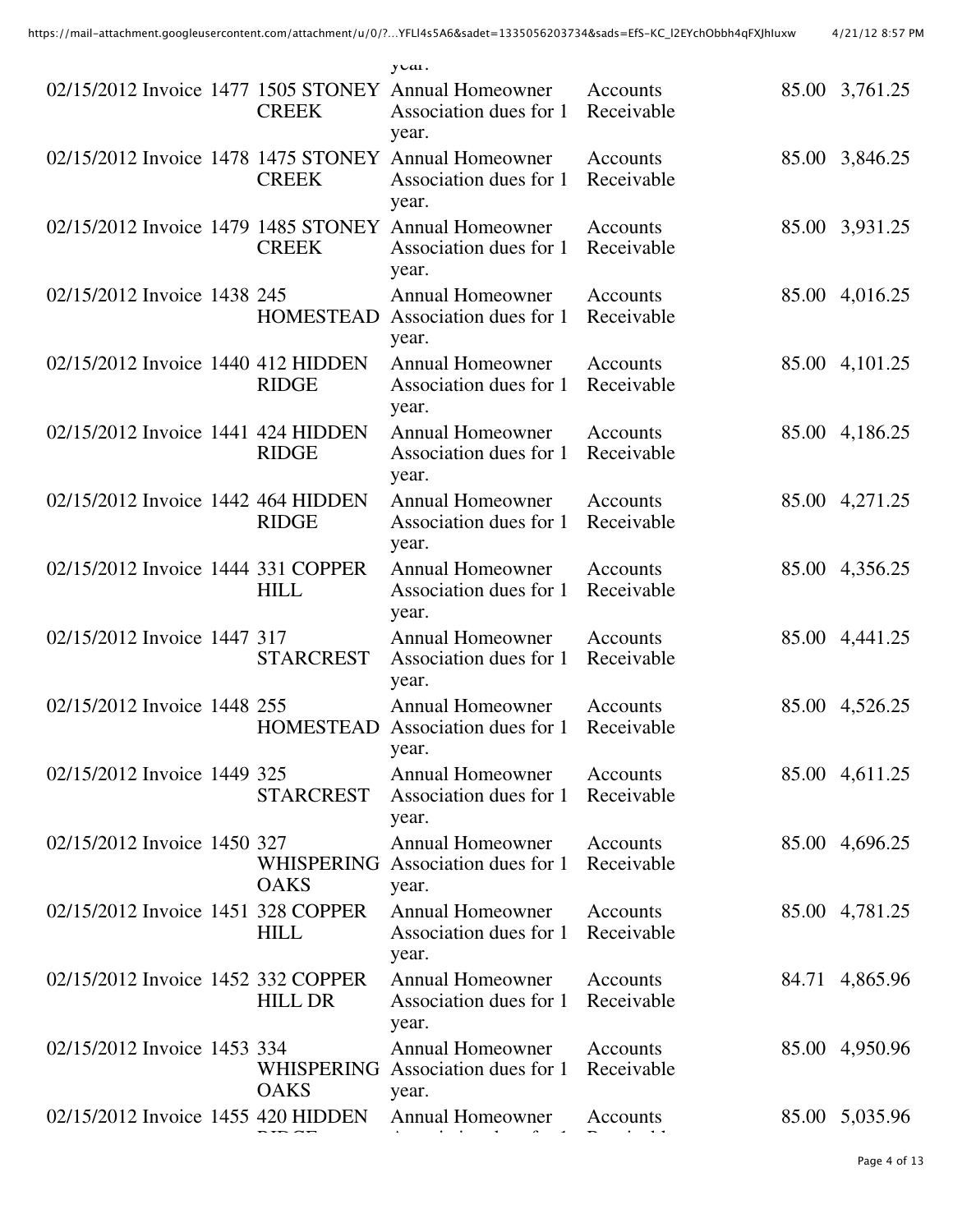| | | | | | | |
|---|---|---|---|---|---|---|
| | | | | year. | | |
| 02/15/2012 | Invoice | 1477 | 1505 STONEY CREEK | Annual Homeowner Association dues for 1 year. | Accounts Receivable | 85.00 | 3,761.25 |
| 02/15/2012 | Invoice | 1478 | 1475 STONEY CREEK | Annual Homeowner Association dues for 1 year. | Accounts Receivable | 85.00 | 3,846.25 |
| 02/15/2012 | Invoice | 1479 | 1485 STONEY CREEK | Annual Homeowner Association dues for 1 year. | Accounts Receivable | 85.00 | 3,931.25 |
| 02/15/2012 | Invoice | 1438 | 245 HOMESTEAD | Annual Homeowner Association dues for 1 year. | Accounts Receivable | 85.00 | 4,016.25 |
| 02/15/2012 | Invoice | 1440 | 412 HIDDEN RIDGE | Annual Homeowner Association dues for 1 year. | Accounts Receivable | 85.00 | 4,101.25 |
| 02/15/2012 | Invoice | 1441 | 424 HIDDEN RIDGE | Annual Homeowner Association dues for 1 year. | Accounts Receivable | 85.00 | 4,186.25 |
| 02/15/2012 | Invoice | 1442 | 464 HIDDEN RIDGE | Annual Homeowner Association dues for 1 year. | Accounts Receivable | 85.00 | 4,271.25 |
| 02/15/2012 | Invoice | 1444 | 331 COPPER HILL | Annual Homeowner Association dues for 1 year. | Accounts Receivable | 85.00 | 4,356.25 |
| 02/15/2012 | Invoice | 1447 | 317 STARCREST | Annual Homeowner Association dues for 1 year. | Accounts Receivable | 85.00 | 4,441.25 |
| 02/15/2012 | Invoice | 1448 | 255 HOMESTEAD | Annual Homeowner Association dues for 1 year. | Accounts Receivable | 85.00 | 4,526.25 |
| 02/15/2012 | Invoice | 1449 | 325 STARCREST | Annual Homeowner Association dues for 1 year. | Accounts Receivable | 85.00 | 4,611.25 |
| 02/15/2012 | Invoice | 1450 | 327 WHISPERING OAKS | Annual Homeowner Association dues for 1 year. | Accounts Receivable | 85.00 | 4,696.25 |
| 02/15/2012 | Invoice | 1451 | 328 COPPER HILL | Annual Homeowner Association dues for 1 year. | Accounts Receivable | 85.00 | 4,781.25 |
| 02/15/2012 | Invoice | 1452 | 332 COPPER HILL DR | Annual Homeowner Association dues for 1 year. | Accounts Receivable | 84.71 | 4,865.96 |
| 02/15/2012 | Invoice | 1453 | 334 WHISPERING OAKS | Annual Homeowner Association dues for 1 year. | Accounts Receivable | 85.00 | 4,950.96 |
| 02/15/2012 | Invoice | 1455 | 420 HIDDEN RIDGE | Annual Homeowner Association dues for 1 | Accounts Receivable | 85.00 | 5,035.96 |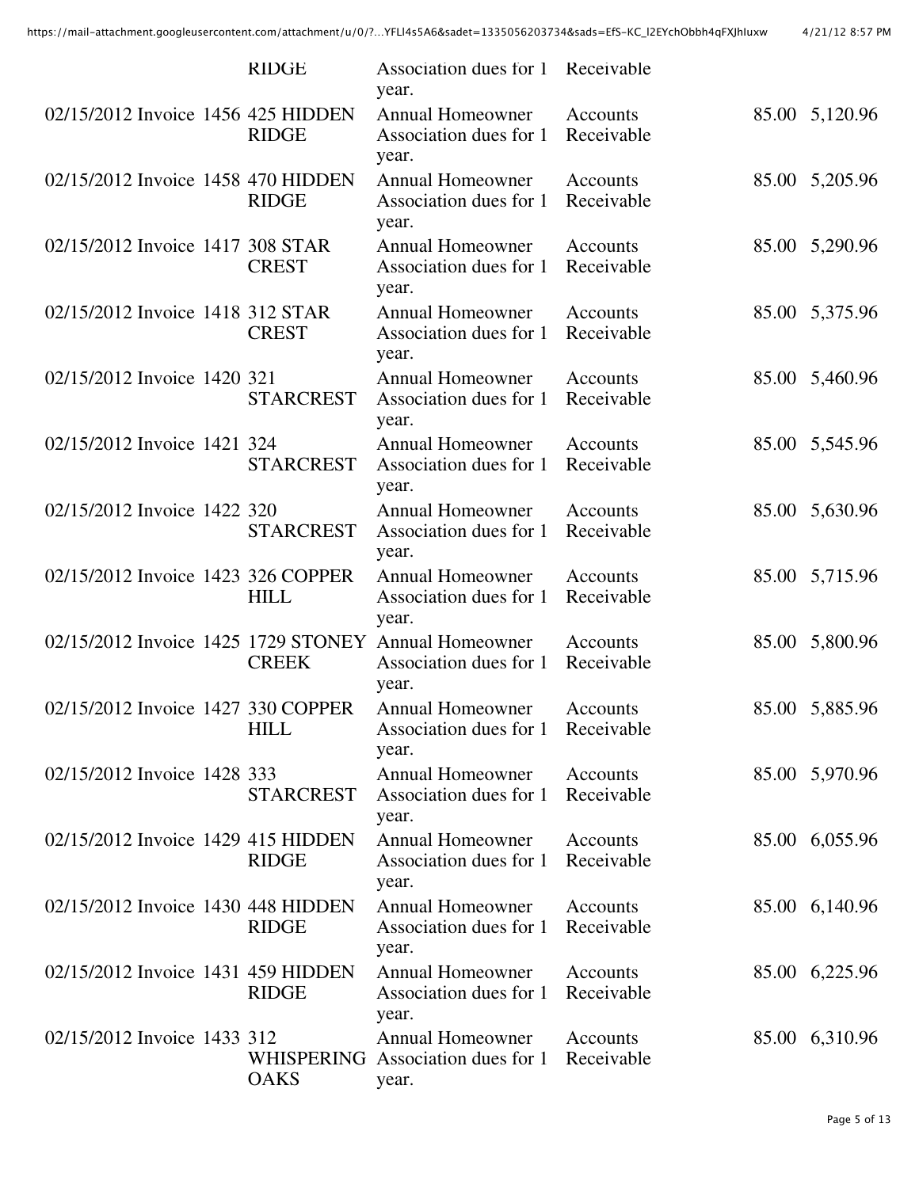| | | | | | | |
|---|---|---|---|---|---|---|
| | | RIDGE | Association dues for 1 year. | Receivable | | |
| 02/15/2012 | Invoice | 1456 | 425 HIDDEN RIDGE | Annual Homeowner Association dues for 1 year. | Accounts Receivable | 85.00 | 5,120.96 |
| 02/15/2012 | Invoice | 1458 | 470 HIDDEN RIDGE | Annual Homeowner Association dues for 1 year. | Accounts Receivable | 85.00 | 5,205.96 |
| 02/15/2012 | Invoice | 1417 | 308 STAR CREST | Annual Homeowner Association dues for 1 year. | Accounts Receivable | 85.00 | 5,290.96 |
| 02/15/2012 | Invoice | 1418 | 312 STAR CREST | Annual Homeowner Association dues for 1 year. | Accounts Receivable | 85.00 | 5,375.96 |
| 02/15/2012 | Invoice | 1420 | 321 STARCREST | Annual Homeowner Association dues for 1 year. | Accounts Receivable | 85.00 | 5,460.96 |
| 02/15/2012 | Invoice | 1421 | 324 STARCREST | Annual Homeowner Association dues for 1 year. | Accounts Receivable | 85.00 | 5,545.96 |
| 02/15/2012 | Invoice | 1422 | 320 STARCREST | Annual Homeowner Association dues for 1 year. | Accounts Receivable | 85.00 | 5,630.96 |
| 02/15/2012 | Invoice | 1423 | 326 COPPER HILL | Annual Homeowner Association dues for 1 year. | Accounts Receivable | 85.00 | 5,715.96 |
| 02/15/2012 | Invoice | 1425 | 1729 STONEY CREEK | Annual Homeowner Association dues for 1 year. | Accounts Receivable | 85.00 | 5,800.96 |
| 02/15/2012 | Invoice | 1427 | 330 COPPER HILL | Annual Homeowner Association dues for 1 year. | Accounts Receivable | 85.00 | 5,885.96 |
| 02/15/2012 | Invoice | 1428 | 333 STARCREST | Annual Homeowner Association dues for 1 year. | Accounts Receivable | 85.00 | 5,970.96 |
| 02/15/2012 | Invoice | 1429 | 415 HIDDEN RIDGE | Annual Homeowner Association dues for 1 year. | Accounts Receivable | 85.00 | 6,055.96 |
| 02/15/2012 | Invoice | 1430 | 448 HIDDEN RIDGE | Annual Homeowner Association dues for 1 year. | Accounts Receivable | 85.00 | 6,140.96 |
| 02/15/2012 | Invoice | 1431 | 459 HIDDEN RIDGE | Annual Homeowner Association dues for 1 year. | Accounts Receivable | 85.00 | 6,225.96 |
| 02/15/2012 | Invoice | 1433 | 312 WHISPERING OAKS | Annual Homeowner Association dues for 1 year. | Accounts Receivable | 85.00 | 6,310.96 |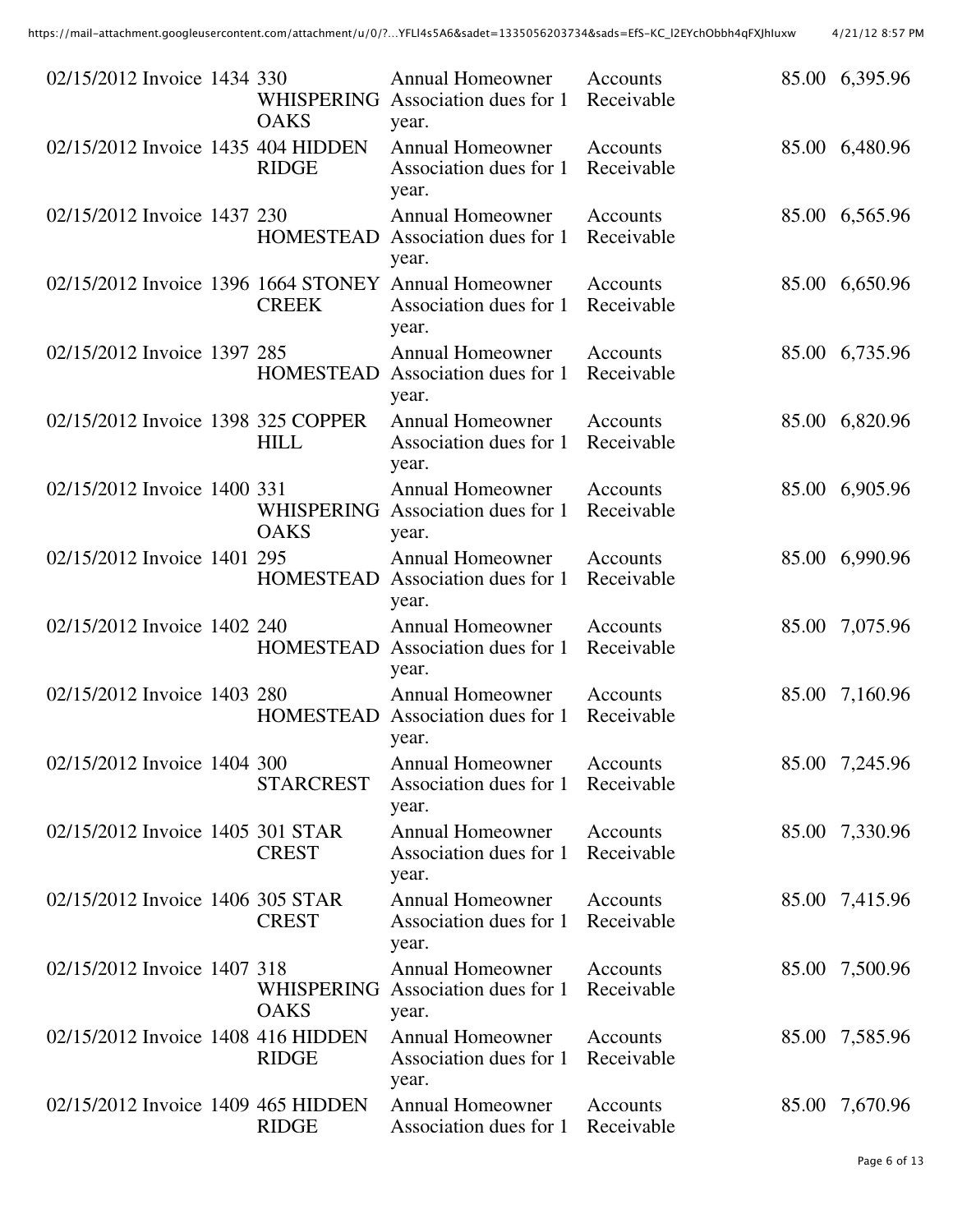| | | | | | | |
|---|---|---|---|---|---|---|
| 02/15/2012 | Invoice | 1434 | 330 WHISPERING OAKS | Annual Homeowner Association dues for 1 year. | Accounts Receivable | 85.00 | 6,395.96 |
| 02/15/2012 | Invoice | 1435 | 404 HIDDEN RIDGE | Annual Homeowner Association dues for 1 year. | Accounts Receivable | 85.00 | 6,480.96 |
| 02/15/2012 | Invoice | 1437 | 230 HOMESTEAD | Annual Homeowner Association dues for 1 year. | Accounts Receivable | 85.00 | 6,565.96 |
| 02/15/2012 | Invoice | 1396 | 1664 STONEY CREEK | Annual Homeowner Association dues for 1 year. | Accounts Receivable | 85.00 | 6,650.96 |
| 02/15/2012 | Invoice | 1397 | 285 HOMESTEAD | Annual Homeowner Association dues for 1 year. | Accounts Receivable | 85.00 | 6,735.96 |
| 02/15/2012 | Invoice | 1398 | 325 COPPER HILL | Annual Homeowner Association dues for 1 year. | Accounts Receivable | 85.00 | 6,820.96 |
| 02/15/2012 | Invoice | 1400 | 331 WHISPERING OAKS | Annual Homeowner Association dues for 1 year. | Accounts Receivable | 85.00 | 6,905.96 |
| 02/15/2012 | Invoice | 1401 | 295 HOMESTEAD | Annual Homeowner Association dues for 1 year. | Accounts Receivable | 85.00 | 6,990.96 |
| 02/15/2012 | Invoice | 1402 | 240 HOMESTEAD | Annual Homeowner Association dues for 1 year. | Accounts Receivable | 85.00 | 7,075.96 |
| 02/15/2012 | Invoice | 1403 | 280 HOMESTEAD | Annual Homeowner Association dues for 1 year. | Accounts Receivable | 85.00 | 7,160.96 |
| 02/15/2012 | Invoice | 1404 | 300 STARCREST | Annual Homeowner Association dues for 1 year. | Accounts Receivable | 85.00 | 7,245.96 |
| 02/15/2012 | Invoice | 1405 | 301 STAR CREST | Annual Homeowner Association dues for 1 year. | Accounts Receivable | 85.00 | 7,330.96 |
| 02/15/2012 | Invoice | 1406 | 305 STAR CREST | Annual Homeowner Association dues for 1 year. | Accounts Receivable | 85.00 | 7,415.96 |
| 02/15/2012 | Invoice | 1407 | 318 WHISPERING OAKS | Annual Homeowner Association dues for 1 year. | Accounts Receivable | 85.00 | 7,500.96 |
| 02/15/2012 | Invoice | 1408 | 416 HIDDEN RIDGE | Annual Homeowner Association dues for 1 year. | Accounts Receivable | 85.00 | 7,585.96 |
| 02/15/2012 | Invoice | 1409 | 465 HIDDEN RIDGE | Annual Homeowner Association dues for 1 | Accounts Receivable | 85.00 | 7,670.96 |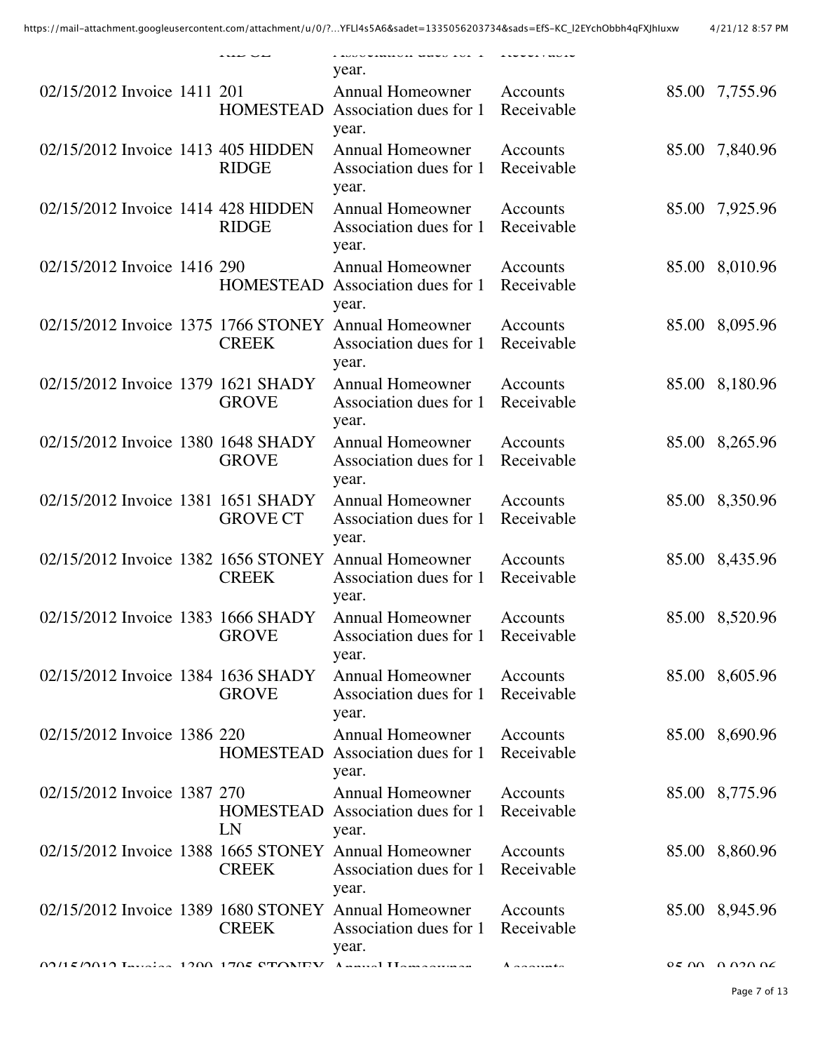| | | | | | | |
|---|---|---|---|---|---|---|
| | | | year. | | | |
| 02/15/2012 | Invoice | 1411 | 201 HOMESTEAD | Annual Homeowner Association dues for 1 year. | Accounts Receivable | 85.00 | 7,755.96 |
| 02/15/2012 | Invoice | 1413 | 405 HIDDEN RIDGE | Annual Homeowner Association dues for 1 year. | Accounts Receivable | 85.00 | 7,840.96 |
| 02/15/2012 | Invoice | 1414 | 428 HIDDEN RIDGE | Annual Homeowner Association dues for 1 year. | Accounts Receivable | 85.00 | 7,925.96 |
| 02/15/2012 | Invoice | 1416 | 290 HOMESTEAD | Annual Homeowner Association dues for 1 year. | Accounts Receivable | 85.00 | 8,010.96 |
| 02/15/2012 | Invoice | 1375 | 1766 STONEY CREEK | Annual Homeowner Association dues for 1 year. | Accounts Receivable | 85.00 | 8,095.96 |
| 02/15/2012 | Invoice | 1379 | 1621 SHADY GROVE | Annual Homeowner Association dues for 1 year. | Accounts Receivable | 85.00 | 8,180.96 |
| 02/15/2012 | Invoice | 1380 | 1648 SHADY GROVE | Annual Homeowner Association dues for 1 year. | Accounts Receivable | 85.00 | 8,265.96 |
| 02/15/2012 | Invoice | 1381 | 1651 SHADY GROVE CT | Annual Homeowner Association dues for 1 year. | Accounts Receivable | 85.00 | 8,350.96 |
| 02/15/2012 | Invoice | 1382 | 1656 STONEY CREEK | Annual Homeowner Association dues for 1 year. | Accounts Receivable | 85.00 | 8,435.96 |
| 02/15/2012 | Invoice | 1383 | 1666 SHADY GROVE | Annual Homeowner Association dues for 1 year. | Accounts Receivable | 85.00 | 8,520.96 |
| 02/15/2012 | Invoice | 1384 | 1636 SHADY GROVE | Annual Homeowner Association dues for 1 year. | Accounts Receivable | 85.00 | 8,605.96 |
| 02/15/2012 | Invoice | 1386 | 220 HOMESTEAD | Annual Homeowner Association dues for 1 year. | Accounts Receivable | 85.00 | 8,690.96 |
| 02/15/2012 | Invoice | 1387 | 270 HOMESTEAD LN | Annual Homeowner Association dues for 1 year. | Accounts Receivable | 85.00 | 8,775.96 |
| 02/15/2012 | Invoice | 1388 | 1665 STONEY CREEK | Annual Homeowner Association dues for 1 year. | Accounts Receivable | 85.00 | 8,860.96 |
| 02/15/2012 | Invoice | 1389 | 1680 STONEY CREEK | Annual Homeowner Association dues for 1 year. | Accounts Receivable | 85.00 | 8,945.96 |
| 02/15/2012 | Invoice | 1390 | 1705 STONEY | Annual Homeowner | Accounts | 85.00 | 9,030.96 |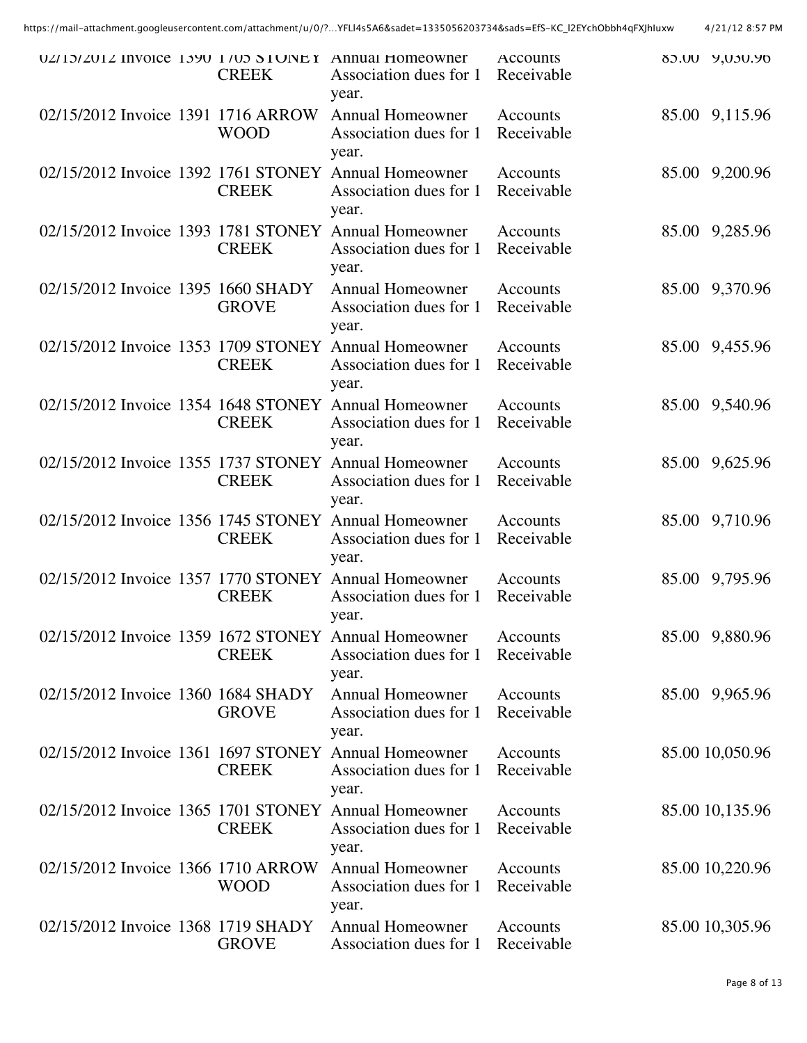| 02/15/2012 | Invoice | 1390 | 1705 STONEY CREEK | Annual Homeowner Association dues for 1 year. | Accounts Receivable | 85.00 | 9,030.96 |
|---|---|---|---|---|---|---|---|
| 02/15/2012 | Invoice | 1391 | 1716 ARROW WOOD | Annual Homeowner Association dues for 1 year. | Accounts Receivable | 85.00 | 9,115.96 |
| 02/15/2012 | Invoice | 1392 | 1761 STONEY CREEK | Annual Homeowner Association dues for 1 year. | Accounts Receivable | 85.00 | 9,200.96 |
| 02/15/2012 | Invoice | 1393 | 1781 STONEY CREEK | Annual Homeowner Association dues for 1 year. | Accounts Receivable | 85.00 | 9,285.96 |
| 02/15/2012 | Invoice | 1395 | 1660 SHADY GROVE | Annual Homeowner Association dues for 1 year. | Accounts Receivable | 85.00 | 9,370.96 |
| 02/15/2012 | Invoice | 1353 | 1709 STONEY CREEK | Annual Homeowner Association dues for 1 year. | Accounts Receivable | 85.00 | 9,455.96 |
| 02/15/2012 | Invoice | 1354 | 1648 STONEY CREEK | Annual Homeowner Association dues for 1 year. | Accounts Receivable | 85.00 | 9,540.96 |
| 02/15/2012 | Invoice | 1355 | 1737 STONEY CREEK | Annual Homeowner Association dues for 1 year. | Accounts Receivable | 85.00 | 9,625.96 |
| 02/15/2012 | Invoice | 1356 | 1745 STONEY CREEK | Annual Homeowner Association dues for 1 year. | Accounts Receivable | 85.00 | 9,710.96 |
| 02/15/2012 | Invoice | 1357 | 1770 STONEY CREEK | Annual Homeowner Association dues for 1 year. | Accounts Receivable | 85.00 | 9,795.96 |
| 02/15/2012 | Invoice | 1359 | 1672 STONEY CREEK | Annual Homeowner Association dues for 1 year. | Accounts Receivable | 85.00 | 9,880.96 |
| 02/15/2012 | Invoice | 1360 | 1684 SHADY GROVE | Annual Homeowner Association dues for 1 year. | Accounts Receivable | 85.00 | 9,965.96 |
| 02/15/2012 | Invoice | 1361 | 1697 STONEY CREEK | Annual Homeowner Association dues for 1 year. | Accounts Receivable | 85.00 | 10,050.96 |
| 02/15/2012 | Invoice | 1365 | 1701 STONEY CREEK | Annual Homeowner Association dues for 1 year. | Accounts Receivable | 85.00 | 10,135.96 |
| 02/15/2012 | Invoice | 1366 | 1710 ARROW WOOD | Annual Homeowner Association dues for 1 year. | Accounts Receivable | 85.00 | 10,220.96 |
| 02/15/2012 | Invoice | 1368 | 1719 SHADY GROVE | Annual Homeowner Association dues for 1 | Accounts Receivable | 85.00 | 10,305.96 |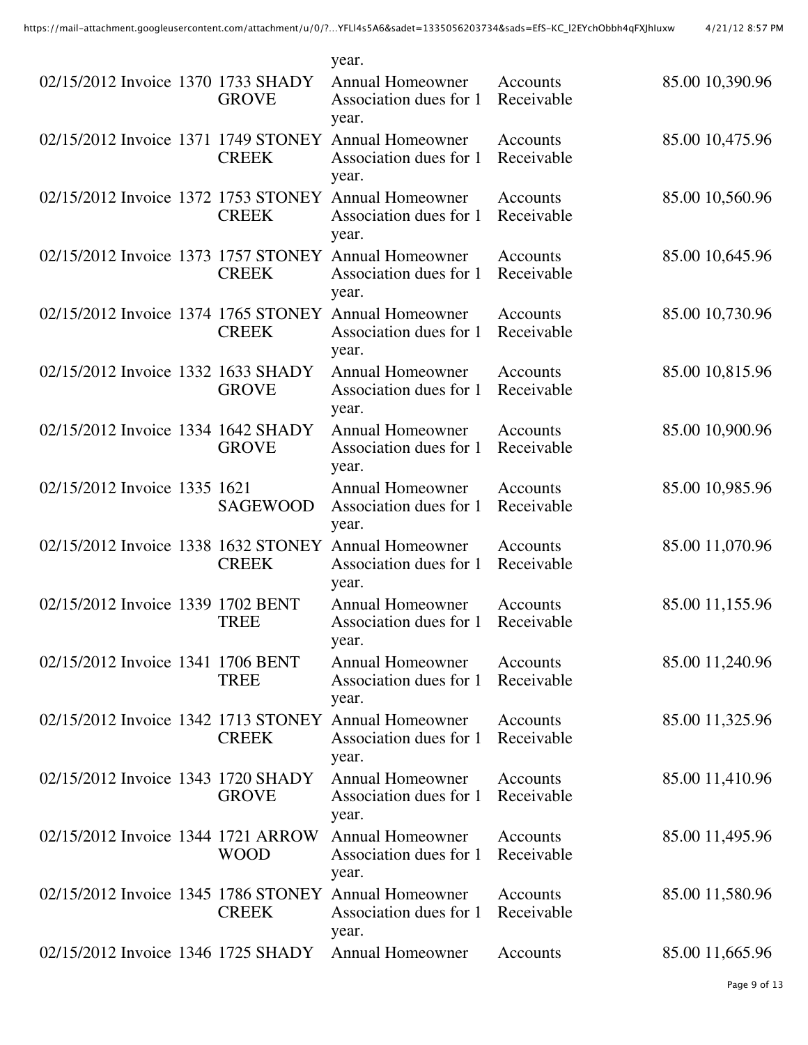| | | | | | | | |
|---|---|---|---|---|---|---|---|
| | | | | year. | | | |
| 02/15/2012 | Invoice | 1370 | 1733 SHADY GROVE | Annual Homeowner Association dues for 1 year. | Accounts Receivable | 85.00 | 10,390.96 |
| 02/15/2012 | Invoice | 1371 | 1749 STONEY CREEK | Annual Homeowner Association dues for 1 year. | Accounts Receivable | 85.00 | 10,475.96 |
| 02/15/2012 | Invoice | 1372 | 1753 STONEY CREEK | Annual Homeowner Association dues for 1 year. | Accounts Receivable | 85.00 | 10,560.96 |
| 02/15/2012 | Invoice | 1373 | 1757 STONEY CREEK | Annual Homeowner Association dues for 1 year. | Accounts Receivable | 85.00 | 10,645.96 |
| 02/15/2012 | Invoice | 1374 | 1765 STONEY CREEK | Annual Homeowner Association dues for 1 year. | Accounts Receivable | 85.00 | 10,730.96 |
| 02/15/2012 | Invoice | 1332 | 1633 SHADY GROVE | Annual Homeowner Association dues for 1 year. | Accounts Receivable | 85.00 | 10,815.96 |
| 02/15/2012 | Invoice | 1334 | 1642 SHADY GROVE | Annual Homeowner Association dues for 1 year. | Accounts Receivable | 85.00 | 10,900.96 |
| 02/15/2012 | Invoice | 1335 | 1621 SAGEWOOD | Annual Homeowner Association dues for 1 year. | Accounts Receivable | 85.00 | 10,985.96 |
| 02/15/2012 | Invoice | 1338 | 1632 STONEY CREEK | Annual Homeowner Association dues for 1 year. | Accounts Receivable | 85.00 | 11,070.96 |
| 02/15/2012 | Invoice | 1339 | 1702 BENT TREE | Annual Homeowner Association dues for 1 year. | Accounts Receivable | 85.00 | 11,155.96 |
| 02/15/2012 | Invoice | 1341 | 1706 BENT TREE | Annual Homeowner Association dues for 1 year. | Accounts Receivable | 85.00 | 11,240.96 |
| 02/15/2012 | Invoice | 1342 | 1713 STONEY CREEK | Annual Homeowner Association dues for 1 year. | Accounts Receivable | 85.00 | 11,325.96 |
| 02/15/2012 | Invoice | 1343 | 1720 SHADY GROVE | Annual Homeowner Association dues for 1 year. | Accounts Receivable | 85.00 | 11,410.96 |
| 02/15/2012 | Invoice | 1344 | 1721 ARROW WOOD | Annual Homeowner Association dues for 1 year. | Accounts Receivable | 85.00 | 11,495.96 |
| 02/15/2012 | Invoice | 1345 | 1786 STONEY CREEK | Annual Homeowner Association dues for 1 year. | Accounts Receivable | 85.00 | 11,580.96 |
| 02/15/2012 | Invoice | 1346 | 1725 SHADY | Annual Homeowner | Accounts | 85.00 | 11,665.96 |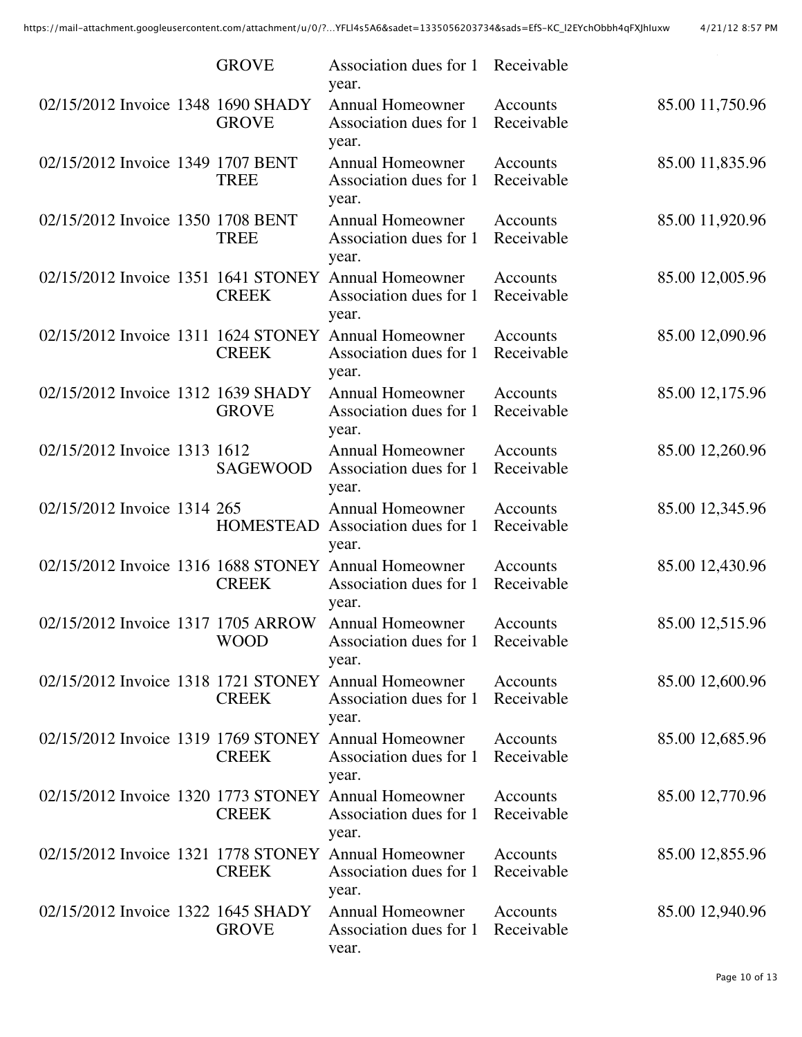| | | | | | |
|---|---|---|---|---|---|
| | | GROVE | Association dues for 1 year. | Receivable | |
| 02/15/2012 | Invoice 1348 | 1690 SHADY GROVE | Annual Homeowner Association dues for 1 year. | Accounts Receivable | 85.00 11,750.96 |
| 02/15/2012 | Invoice 1349 | 1707 BENT TREE | Annual Homeowner Association dues for 1 year. | Accounts Receivable | 85.00 11,835.96 |
| 02/15/2012 | Invoice 1350 | 1708 BENT TREE | Annual Homeowner Association dues for 1 year. | Accounts Receivable | 85.00 11,920.96 |
| 02/15/2012 | Invoice 1351 | 1641 STONEY CREEK | Annual Homeowner Association dues for 1 year. | Accounts Receivable | 85.00 12,005.96 |
| 02/15/2012 | Invoice 1311 | 1624 STONEY CREEK | Annual Homeowner Association dues for 1 year. | Accounts Receivable | 85.00 12,090.96 |
| 02/15/2012 | Invoice 1312 | 1639 SHADY GROVE | Annual Homeowner Association dues for 1 year. | Accounts Receivable | 85.00 12,175.96 |
| 02/15/2012 | Invoice 1313 | 1612 SAGEWOOD | Annual Homeowner Association dues for 1 year. | Accounts Receivable | 85.00 12,260.96 |
| 02/15/2012 | Invoice 1314 | 265 HOMESTEAD | Annual Homeowner Association dues for 1 year. | Accounts Receivable | 85.00 12,345.96 |
| 02/15/2012 | Invoice 1316 | 1688 STONEY CREEK | Annual Homeowner Association dues for 1 year. | Accounts Receivable | 85.00 12,430.96 |
| 02/15/2012 | Invoice 1317 | 1705 ARROW WOOD | Annual Homeowner Association dues for 1 year. | Accounts Receivable | 85.00 12,515.96 |
| 02/15/2012 | Invoice 1318 | 1721 STONEY CREEK | Annual Homeowner Association dues for 1 year. | Accounts Receivable | 85.00 12,600.96 |
| 02/15/2012 | Invoice 1319 | 1769 STONEY CREEK | Annual Homeowner Association dues for 1 year. | Accounts Receivable | 85.00 12,685.96 |
| 02/15/2012 | Invoice 1320 | 1773 STONEY CREEK | Annual Homeowner Association dues for 1 year. | Accounts Receivable | 85.00 12,770.96 |
| 02/15/2012 | Invoice 1321 | 1778 STONEY CREEK | Annual Homeowner Association dues for 1 year. | Accounts Receivable | 85.00 12,855.96 |
| 02/15/2012 | Invoice 1322 | 1645 SHADY GROVE | Annual Homeowner Association dues for 1 year. | Accounts Receivable | 85.00 12,940.96 |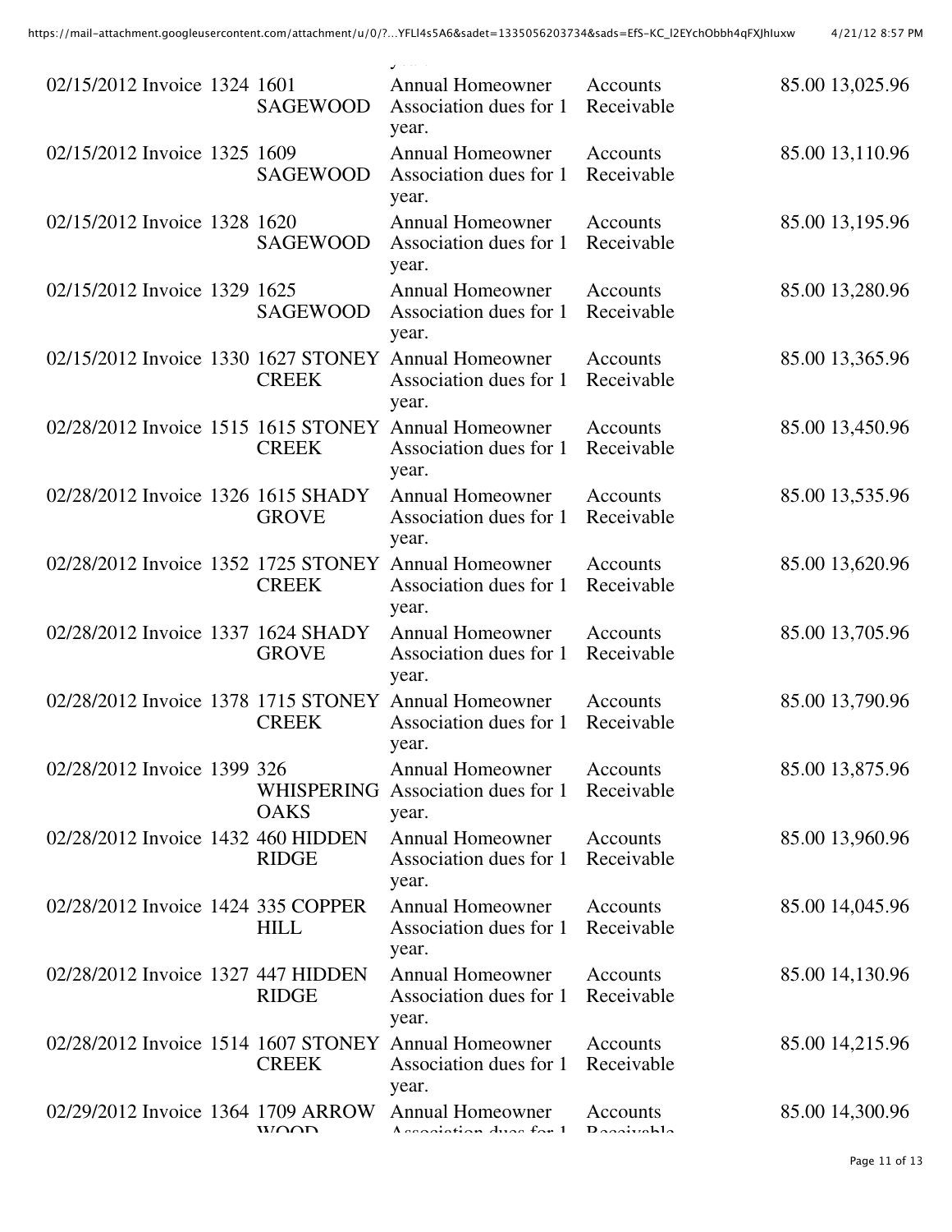| | | | | | | | |
|---|---|---|---|---|---|---|---|
| 02/15/2012 | Invoice | 1324 | 1601 SAGEWOOD | Annual Homeowner Association dues for 1 year. | Accounts Receivable | 85.00 | 13,025.96 |
| 02/15/2012 | Invoice | 1325 | 1609 SAGEWOOD | Annual Homeowner Association dues for 1 year. | Accounts Receivable | 85.00 | 13,110.96 |
| 02/15/2012 | Invoice | 1328 | 1620 SAGEWOOD | Annual Homeowner Association dues for 1 year. | Accounts Receivable | 85.00 | 13,195.96 |
| 02/15/2012 | Invoice | 1329 | 1625 SAGEWOOD | Annual Homeowner Association dues for 1 year. | Accounts Receivable | 85.00 | 13,280.96 |
| 02/15/2012 | Invoice | 1330 | 1627 STONEY CREEK | Annual Homeowner Association dues for 1 year. | Accounts Receivable | 85.00 | 13,365.96 |
| 02/28/2012 | Invoice | 1515 | 1615 STONEY CREEK | Annual Homeowner Association dues for 1 year. | Accounts Receivable | 85.00 | 13,450.96 |
| 02/28/2012 | Invoice | 1326 | 1615 SHADY GROVE | Annual Homeowner Association dues for 1 year. | Accounts Receivable | 85.00 | 13,535.96 |
| 02/28/2012 | Invoice | 1352 | 1725 STONEY CREEK | Annual Homeowner Association dues for 1 year. | Accounts Receivable | 85.00 | 13,620.96 |
| 02/28/2012 | Invoice | 1337 | 1624 SHADY GROVE | Annual Homeowner Association dues for 1 year. | Accounts Receivable | 85.00 | 13,705.96 |
| 02/28/2012 | Invoice | 1378 | 1715 STONEY CREEK | Annual Homeowner Association dues for 1 year. | Accounts Receivable | 85.00 | 13,790.96 |
| 02/28/2012 | Invoice | 1399 | 326 WHISPERING OAKS | Annual Homeowner Association dues for 1 year. | Accounts Receivable | 85.00 | 13,875.96 |
| 02/28/2012 | Invoice | 1432 | 460 HIDDEN RIDGE | Annual Homeowner Association dues for 1 year. | Accounts Receivable | 85.00 | 13,960.96 |
| 02/28/2012 | Invoice | 1424 | 335 COPPER HILL | Annual Homeowner Association dues for 1 year. | Accounts Receivable | 85.00 | 14,045.96 |
| 02/28/2012 | Invoice | 1327 | 447 HIDDEN RIDGE | Annual Homeowner Association dues for 1 year. | Accounts Receivable | 85.00 | 14,130.96 |
| 02/28/2012 | Invoice | 1514 | 1607 STONEY CREEK | Annual Homeowner Association dues for 1 year. | Accounts Receivable | 85.00 | 14,215.96 |
| 02/29/2012 | Invoice | 1364 | 1709 ARROW WOOD | Annual Homeowner Association dues for 1 | Accounts Receivable | 85.00 | 14,300.96 |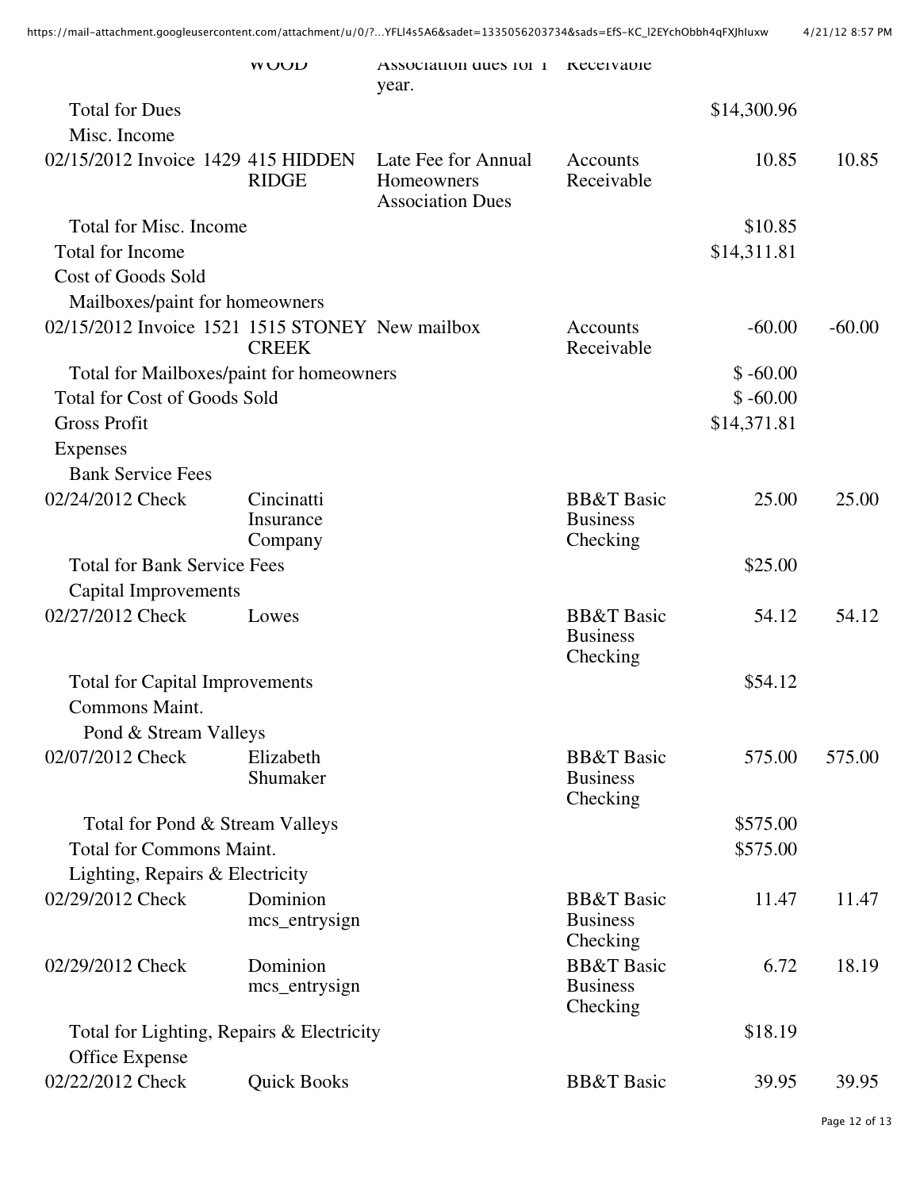| | | | | | |
|---|---|---|---|---|---|
| | WOOD | Association dues for 1 year. | Receivable | | |
| Total for Dues | | | | $14,300.96 | |
| Misc. Income | | | | | |
| 02/15/2012 Invoice 1429 | 415 HIDDEN RIDGE | Late Fee for Annual Homeowners Association Dues | Accounts Receivable | 10.85 | 10.85 |
| Total for Misc. Income | | | | $10.85 | |
| Total for Income | | | | $14,311.81 | |
| Cost of Goods Sold | | | | | |
| Mailboxes/paint for homeowners | | | | | |
| 02/15/2012 Invoice 1521 | 1515 STONEY CREEK | New mailbox | Accounts Receivable | -60.00 | -60.00 |
| Total for Mailboxes/paint for homeowners | | | | $ -60.00 | |
| Total for Cost of Goods Sold | | | | $ -60.00 | |
| Gross Profit | | | | $14,371.81 | |
| Expenses | | | | | |
| Bank Service Fees | | | | | |
| 02/24/2012 Check | Cincinatti Insurance Company | | BB&T Basic Business Checking | 25.00 | 25.00 |
| Total for Bank Service Fees | | | | $25.00 | |
| Capital Improvements | | | | | |
| 02/27/2012 Check | Lowes | | BB&T Basic Business Checking | 54.12 | 54.12 |
| Total for Capital Improvements | | | | $54.12 | |
| Commons Maint. | | | | | |
| Pond & Stream Valleys | | | | | |
| 02/07/2012 Check | Elizabeth Shumaker | | BB&T Basic Business Checking | 575.00 | 575.00 |
| Total for Pond & Stream Valleys | | | | $575.00 | |
| Total for Commons Maint. | | | | $575.00 | |
| Lighting, Repairs & Electricity | | | | | |
| 02/29/2012 Check | Dominion mcs_entrysign | | BB&T Basic Business Checking | 11.47 | 11.47 |
| 02/29/2012 Check | Dominion mcs_entrysign | | BB&T Basic Business Checking | 6.72 | 18.19 |
| Total for Lighting, Repairs & Electricity | | | | $18.19 | |
| Office Expense | | | | | |
| 02/22/2012 Check | Quick Books | | BB&T Basic | 39.95 | 39.95 |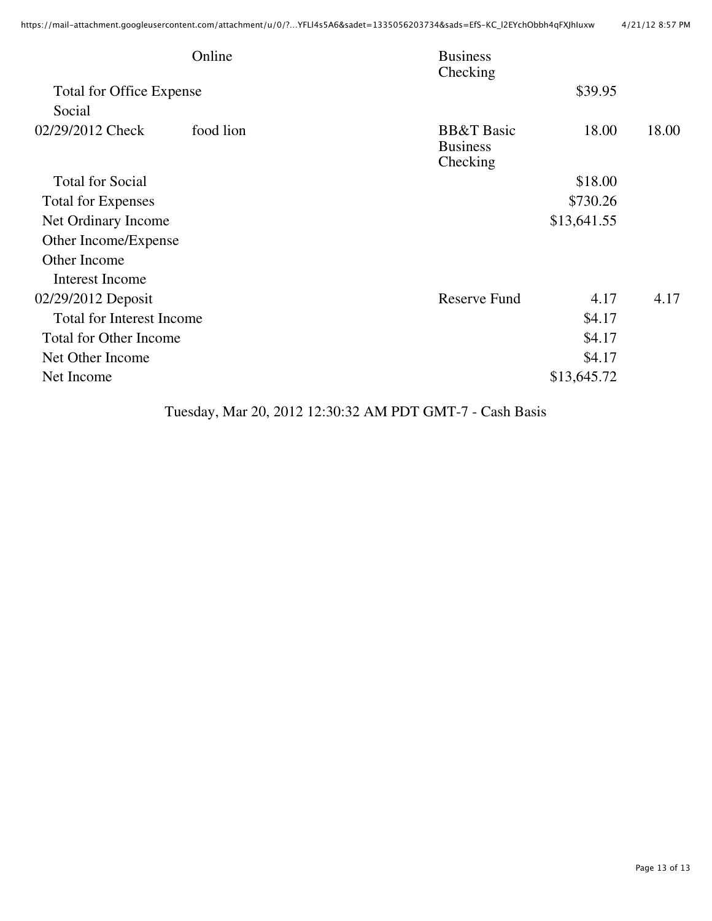| | | | | |
|---|---|---|---|---|
| | Online | Business Checking | | |
| Total for Office Expense | | | $39.95 | |
| Social | | | | |
| 02/29/2012 Check | food lion | BB&T Basic Business Checking | 18.00 | 18.00 |
| Total for Social | | | $18.00 | |
| Total for Expenses | | | $730.26 | |
| Net Ordinary Income | | | $13,641.55 | |
| Other Income/Expense | | | | |
| Other Income | | | | |
| Interest Income | | | | |
| 02/29/2012 Deposit | | Reserve Fund | 4.17 | 4.17 |
| Total for Interest Income | | | $4.17 | |
| Total for Other Income | | | $4.17 | |
| Net Other Income | | | $4.17 | |
| Net Income | | | $13,645.72 | |

Tuesday, Mar 20, 2012 12:30:32 AM PDT GMT-7 - Cash Basis